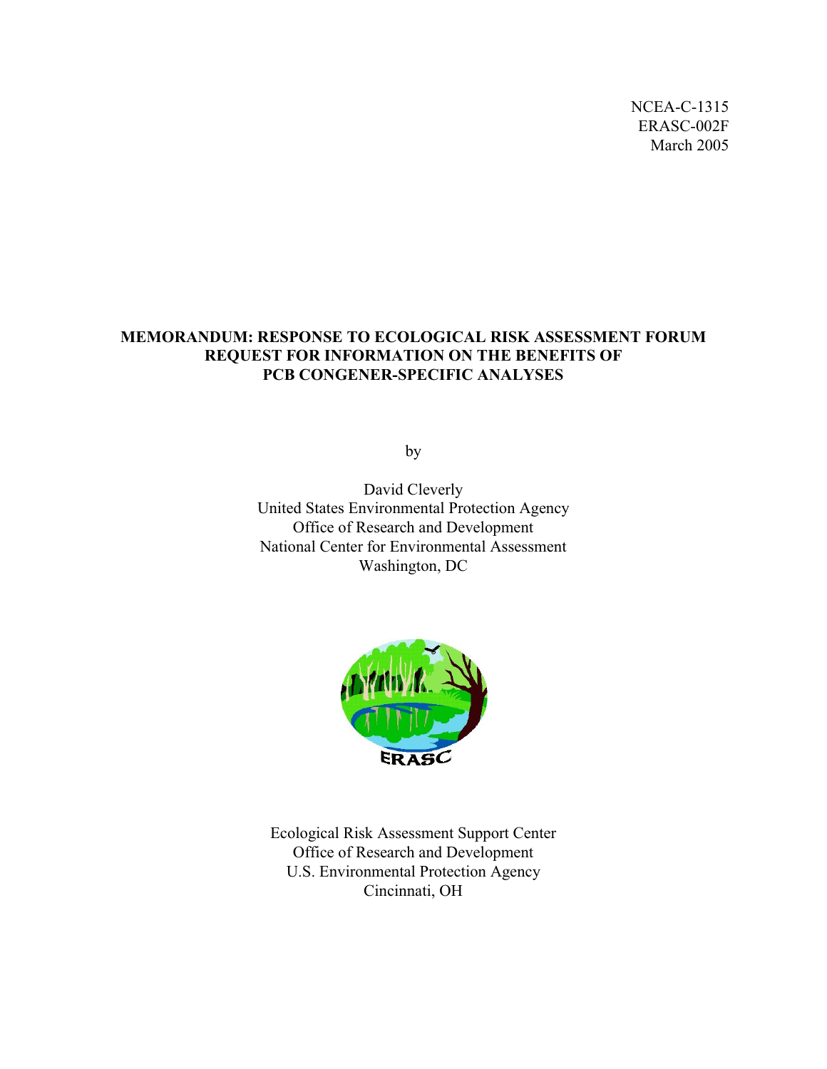NCEA-C-1315
ERASC-002F
March 2005

# MEMORANDUM: RESPONSE TO ECOLOGICAL RISK ASSESSMENT FORUM REQUEST FOR INFORMATION ON THE BENEFITS OF PCB CONGENER-SPECIFIC ANALYSES

by

David Cleverly
United States Environmental Protection Agency
Office of Research and Development
National Center for Environmental Assessment
Washington, DC

ERASC

Ecological Risk Assessment Support Center
Office of Research and Development
U.S. Environmental Protection Agency
Cincinnati, OH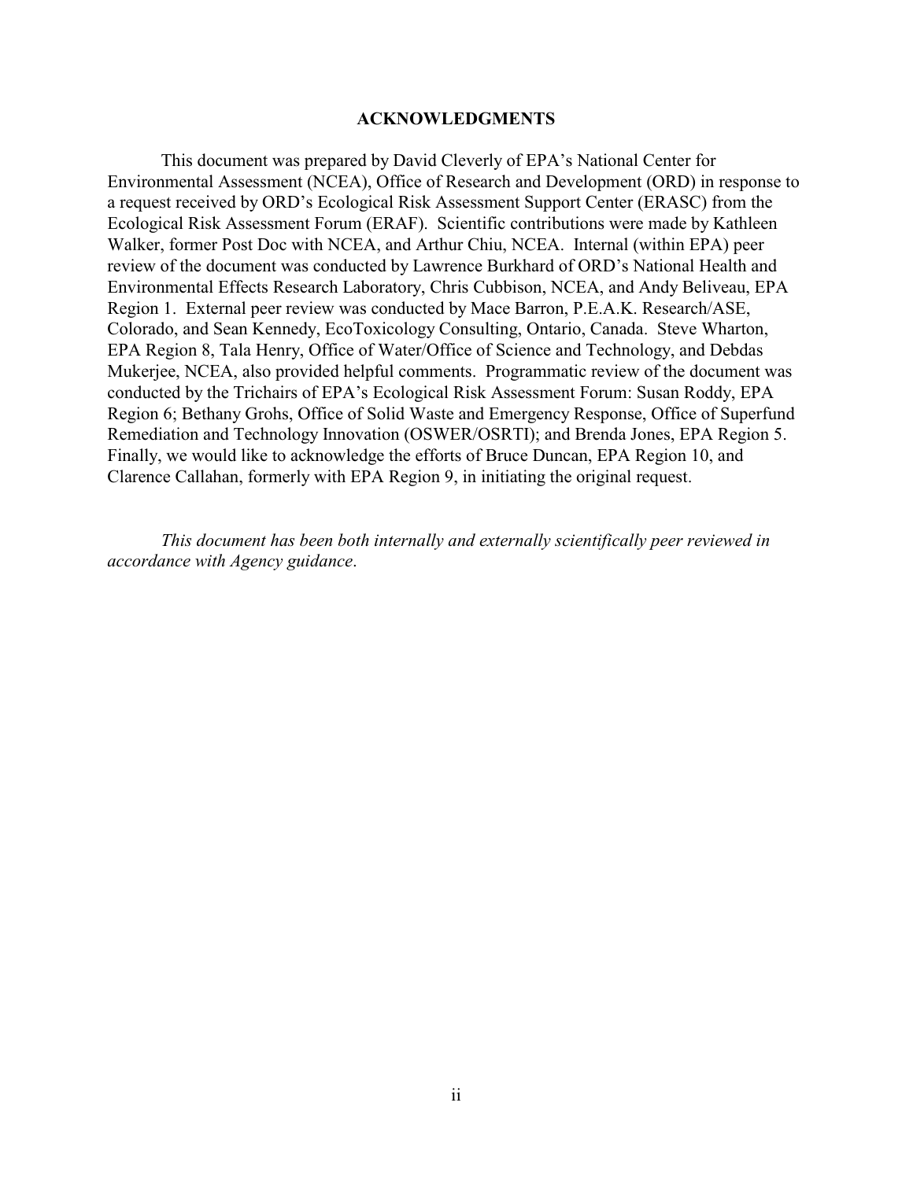## ACKNOWLEDGMENTS

This document was prepared by David Cleverly of EPA's National Center for Environmental Assessment (NCEA), Office of Research and Development (ORD) in response to a request received by ORD's Ecological Risk Assessment Support Center (ERASC) from the Ecological Risk Assessment Forum (ERAF). Scientific contributions were made by Kathleen Walker, former Post Doc with NCEA, and Arthur Chiu, NCEA. Internal (within EPA) peer review of the document was conducted by Lawrence Burkhard of ORD's National Health and Environmental Effects Research Laboratory, Chris Cubbison, NCEA, and Andy Beliveau, EPA Region 1. External peer review was conducted by Mace Barron, P.E.A.K. Research/ASE, Colorado, and Sean Kennedy, EcoToxicology Consulting, Ontario, Canada. Steve Wharton, EPA Region 8, Tala Henry, Office of Water/Office of Science and Technology, and Debdas Mukerjee, NCEA, also provided helpful comments. Programmatic review of the document was conducted by the Trichairs of EPA's Ecological Risk Assessment Forum: Susan Roddy, EPA Region 6; Bethany Grohs, Office of Solid Waste and Emergency Response, Office of Superfund Remediation and Technology Innovation (OSWER/OSRTI); and Brenda Jones, EPA Region 5. Finally, we would like to acknowledge the efforts of Bruce Duncan, EPA Region 10, and Clarence Callahan, formerly with EPA Region 9, in initiating the original request.

*This document has been both internally and externally scientifically peer reviewed in accordance with Agency guidance*.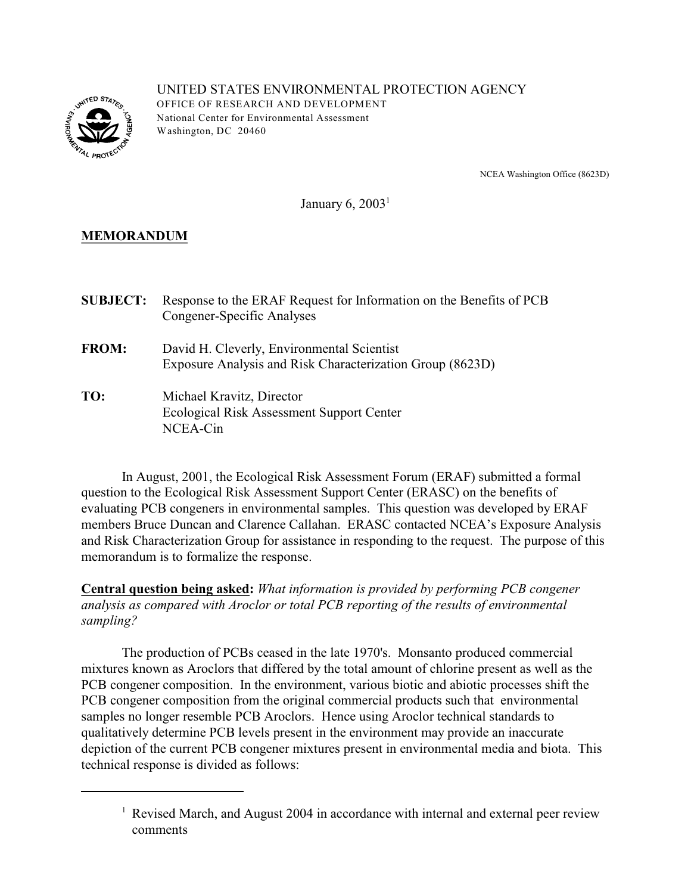UNITED STATES ENVIRONMENTAL PROTECTION AGENCY
OFFICE OF RESEARCH AND DEVELOPMENT
National Center for Environmental Assessment
Washington, DC 20460

NCEA Washington Office (8623D)

January 6, 2003[1]

**MEMORANDUM**

**SUBJECT:** Response to the ERAF Request for Information on the Benefits of PCB Congener-Specific Analyses

**FROM:** David H. Cleverly, Environmental Scientist
Exposure Analysis and Risk Characterization Group (8623D)

**TO:** Michael Kravitz, Director
Ecological Risk Assessment Support Center
NCEA-Cin

In August, 2001, the Ecological Risk Assessment Forum (ERAF) submitted a formal question to the Ecological Risk Assessment Support Center (ERASC) on the benefits of evaluating PCB congeners in environmental samples. This question was developed by ERAF members Bruce Duncan and Clarence Callahan. ERASC contacted NCEA's Exposure Analysis and Risk Characterization Group for assistance in responding to the request. The purpose of this memorandum is to formalize the response.

**Central question being asked:** *What information is provided by performing PCB congener analysis as compared with Aroclor or total PCB reporting of the results of environmental sampling?*

The production of PCBs ceased in the late 1970's. Monsanto produced commercial mixtures known as Aroclors that differed by the total amount of chlorine present as well as the PCB congener composition. In the environment, various biotic and abiotic processes shift the PCB congener composition from the original commercial products such that environmental samples no longer resemble PCB Aroclors. Hence using Aroclor technical standards to qualitatively determine PCB levels present in the environment may provide an inaccurate depiction of the current PCB congener mixtures present in environmental media and biota. This technical response is divided as follows:

---

[1] Revised March, and August 2004 in accordance with internal and external peer review comments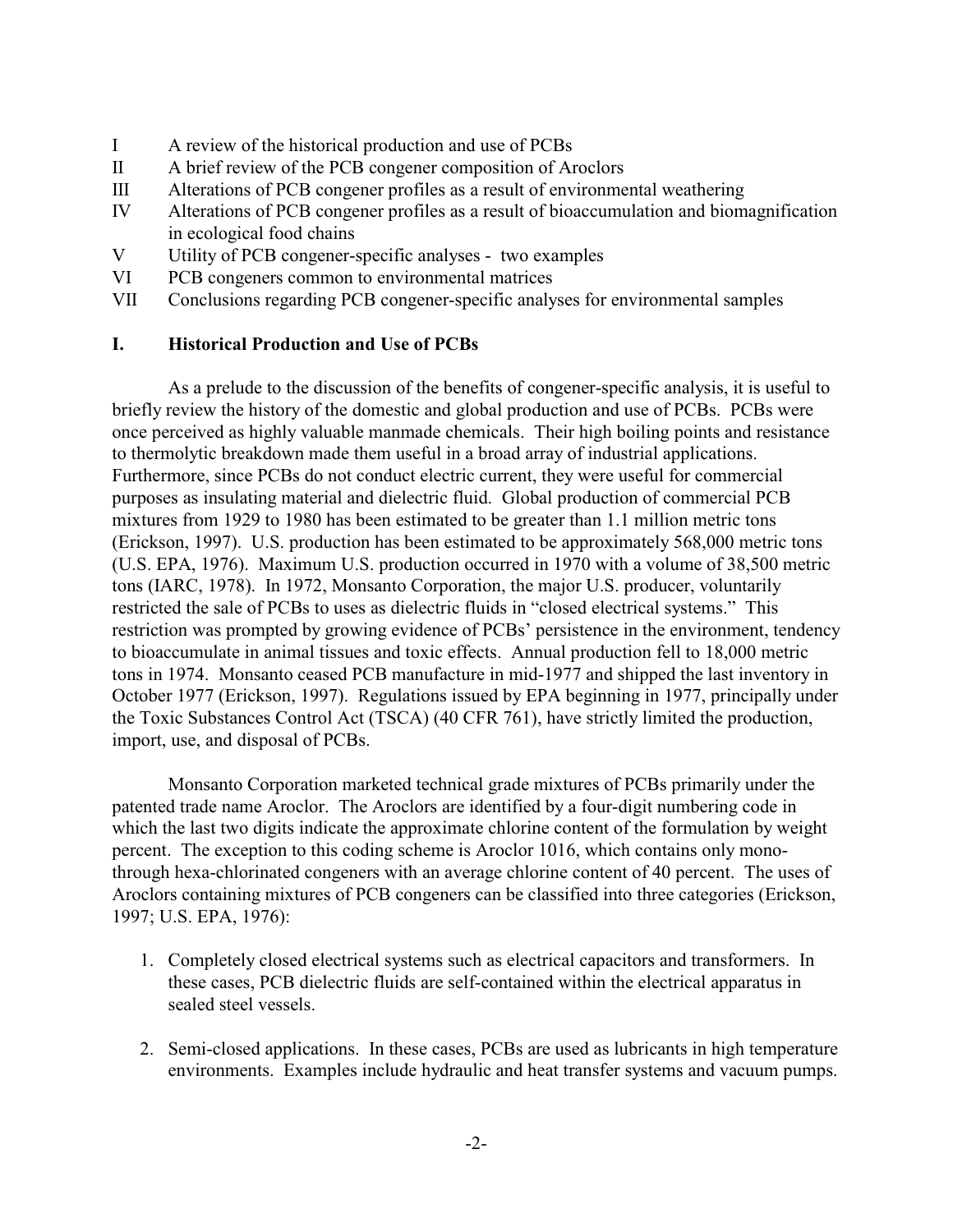- I A review of the historical production and use of PCBs
- II A brief review of the PCB congener composition of Aroclors
- III Alterations of PCB congener profiles as a result of environmental weathering
- IV Alterations of PCB congener profiles as a result of bioaccumulation and biomagnification in ecological food chains
- V Utility of PCB congener-specific analyses - two examples
- VI PCB congeners common to environmental matrices
- VII Conclusions regarding PCB congener-specific analyses for environmental samples

## I. Historical Production and Use of PCBs

As a prelude to the discussion of the benefits of congener-specific analysis, it is useful to briefly review the history of the domestic and global production and use of PCBs. PCBs were once perceived as highly valuable manmade chemicals. Their high boiling points and resistance to thermolytic breakdown made them useful in a broad array of industrial applications. Furthermore, since PCBs do not conduct electric current, they were useful for commercial purposes as insulating material and dielectric fluid. Global production of commercial PCB mixtures from 1929 to 1980 has been estimated to be greater than 1.1 million metric tons (Erickson, 1997). U.S. production has been estimated to be approximately 568,000 metric tons (U.S. EPA, 1976). Maximum U.S. production occurred in 1970 with a volume of 38,500 metric tons (IARC, 1978). In 1972, Monsanto Corporation, the major U.S. producer, voluntarily restricted the sale of PCBs to uses as dielectric fluids in "closed electrical systems." This restriction was prompted by growing evidence of PCBs' persistence in the environment, tendency to bioaccumulate in animal tissues and toxic effects. Annual production fell to 18,000 metric tons in 1974. Monsanto ceased PCB manufacture in mid-1977 and shipped the last inventory in October 1977 (Erickson, 1997). Regulations issued by EPA beginning in 1977, principally under the Toxic Substances Control Act (TSCA) (40 CFR 761), have strictly limited the production, import, use, and disposal of PCBs.

Monsanto Corporation marketed technical grade mixtures of PCBs primarily under the patented trade name Aroclor. The Aroclors are identified by a four-digit numbering code in which the last two digits indicate the approximate chlorine content of the formulation by weight percent. The exception to this coding scheme is Aroclor 1016, which contains only mono- through hexa-chlorinated congeners with an average chlorine content of 40 percent. The uses of Aroclors containing mixtures of PCB congeners can be classified into three categories (Erickson, 1997; U.S. EPA, 1976):

1. Completely closed electrical systems such as electrical capacitors and transformers. In these cases, PCB dielectric fluids are self-contained within the electrical apparatus in sealed steel vessels.

2. Semi-closed applications. In these cases, PCBs are used as lubricants in high temperature environments. Examples include hydraulic and heat transfer systems and vacuum pumps.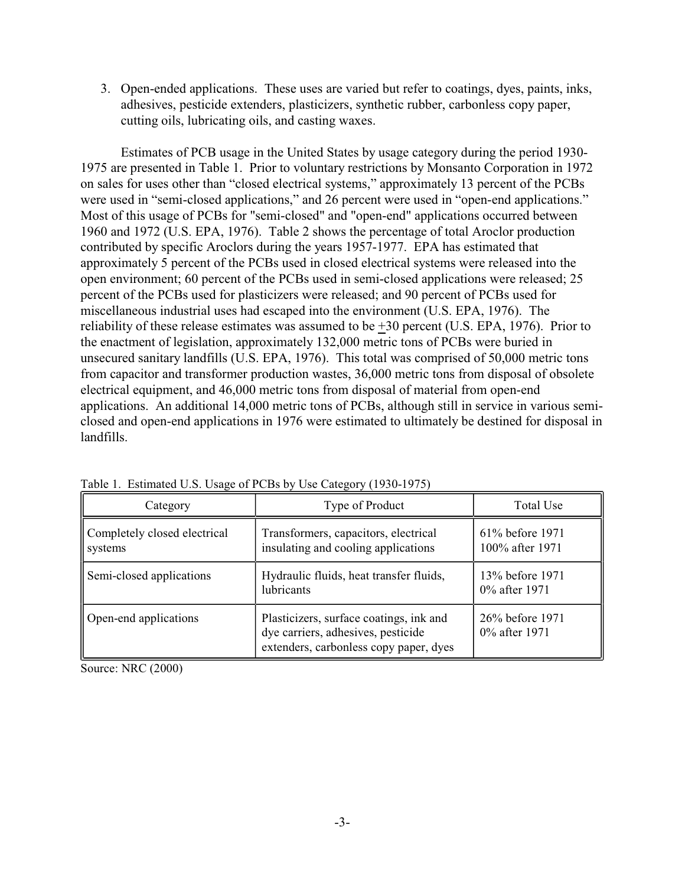3. Open-ended applications. These uses are varied but refer to coatings, dyes, paints, inks, adhesives, pesticide extenders, plasticizers, synthetic rubber, carbonless copy paper, cutting oils, lubricating oils, and casting waxes.

Estimates of PCB usage in the United States by usage category during the period 1930-1975 are presented in Table 1. Prior to voluntary restrictions by Monsanto Corporation in 1972 on sales for uses other than "closed electrical systems," approximately 13 percent of the PCBs were used in "semi-closed applications," and 26 percent were used in "open-end applications." Most of this usage of PCBs for "semi-closed" and "open-end" applications occurred between 1960 and 1972 (U.S. EPA, 1976). Table 2 shows the percentage of total Aroclor production contributed by specific Aroclors during the years 1957-1977. EPA has estimated that approximately 5 percent of the PCBs used in closed electrical systems were released into the open environment; 60 percent of the PCBs used in semi-closed applications were released; 25 percent of the PCBs used for plasticizers were released; and 90 percent of PCBs used for miscellaneous industrial uses had escaped into the environment (U.S. EPA, 1976). The reliability of these release estimates was assumed to be ±30 percent (U.S. EPA, 1976). Prior to the enactment of legislation, approximately 132,000 metric tons of PCBs were buried in unsecured sanitary landfills (U.S. EPA, 1976). This total was comprised of 50,000 metric tons from capacitor and transformer production wastes, 36,000 metric tons from disposal of obsolete electrical equipment, and 46,000 metric tons from disposal of material from open-end applications. An additional 14,000 metric tons of PCBs, although still in service in various semi-closed and open-end applications in 1976 were estimated to ultimately be destined for disposal in landfills.

Table 1. Estimated U.S. Usage of PCBs by Use Category (1930-1975)

| Category | Type of Product | Total Use |
|---|---|---|
| Completely closed electrical systems | Transformers, capacitors, electrical insulating and cooling applications | 61% before 1971<br>100% after 1971 |
| Semi-closed applications | Hydraulic fluids, heat transfer fluids, lubricants | 13% before 1971<br>0% after 1971 |
| Open-end applications | Plasticizers, surface coatings, ink and dye carriers, adhesives, pesticide extenders, carbonless copy paper, dyes | 26% before 1971<br>0% after 1971 |

Source: NRC (2000)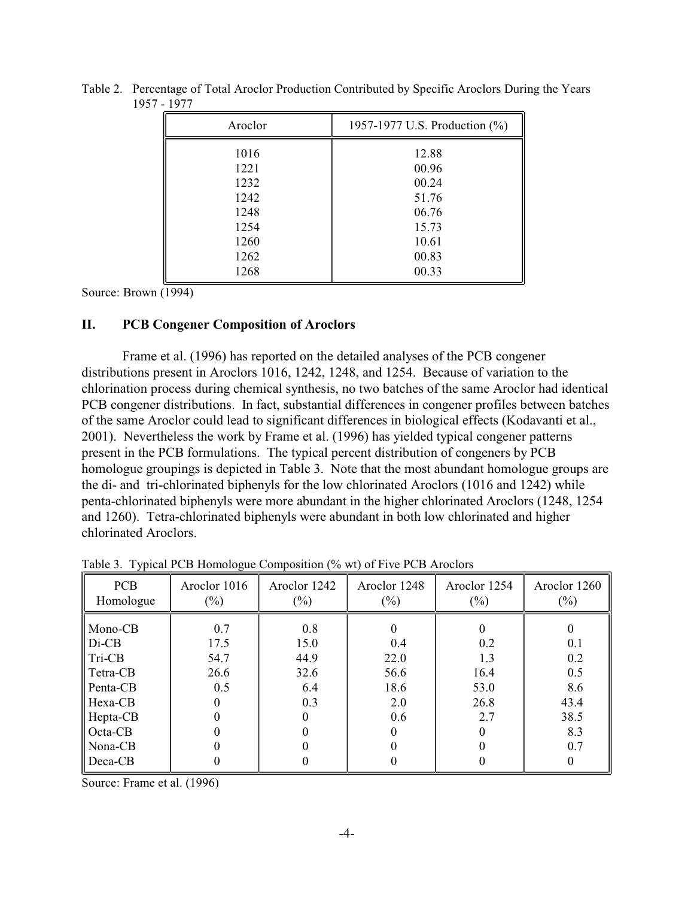Table 2. Percentage of Total Aroclor Production Contributed by Specific Aroclors During the Years 1957 - 1977

| Aroclor | 1957-1977 U.S. Production (%) |
|---|---|
| 1016 | 12.88 |
| 1221 | 00.96 |
| 1232 | 00.24 |
| 1242 | 51.76 |
| 1248 | 06.76 |
| 1254 | 15.73 |
| 1260 | 10.61 |
| 1262 | 00.83 |
| 1268 | 00.33 |

Source: Brown (1994)

## II. PCB Congener Composition of Aroclors

Frame et al. (1996) has reported on the detailed analyses of the PCB congener distributions present in Aroclors 1016, 1242, 1248, and 1254. Because of variation to the chlorination process during chemical synthesis, no two batches of the same Aroclor had identical PCB congener distributions. In fact, substantial differences in congener profiles between batches of the same Aroclor could lead to significant differences in biological effects (Kodavanti et al., 2001). Nevertheless the work by Frame et al. (1996) has yielded typical congener patterns present in the PCB formulations. The typical percent distribution of congeners by PCB homologue groupings is depicted in Table 3. Note that the most abundant homologue groups are the di- and tri-chlorinated biphenyls for the low chlorinated Aroclors (1016 and 1242) while penta-chlorinated biphenyls were more abundant in the higher chlorinated Aroclors (1248, 1254 and 1260). Tetra-chlorinated biphenyls were abundant in both low chlorinated and higher chlorinated Aroclors.

Table 3. Typical PCB Homologue Composition (% wt) of Five PCB Aroclors

| PCB Homologue | Aroclor 1016 (%) | Aroclor 1242 (%) | Aroclor 1248 (%) | Aroclor 1254 (%) | Aroclor 1260 (%) |
|---|---|---|---|---|---|
| Mono-CB | 0.7 | 0.8 | 0 | 0 | 0 |
| Di-CB | 17.5 | 15.0 | 0.4 | 0.2 | 0.1 |
| Tri-CB | 54.7 | 44.9 | 22.0 | 1.3 | 0.2 |
| Tetra-CB | 26.6 | 32.6 | 56.6 | 16.4 | 0.5 |
| Penta-CB | 0.5 | 6.4 | 18.6 | 53.0 | 8.6 |
| Hexa-CB | 0 | 0.3 | 2.0 | 26.8 | 43.4 |
| Hepta-CB | 0 | 0 | 0.6 | 2.7 | 38.5 |
| Octa-CB | 0 | 0 | 0 | 0 | 8.3 |
| Nona-CB | 0 | 0 | 0 | 0 | 0.7 |
| Deca-CB | 0 | 0 | 0 | 0 | 0 |

Source: Frame et al. (1996)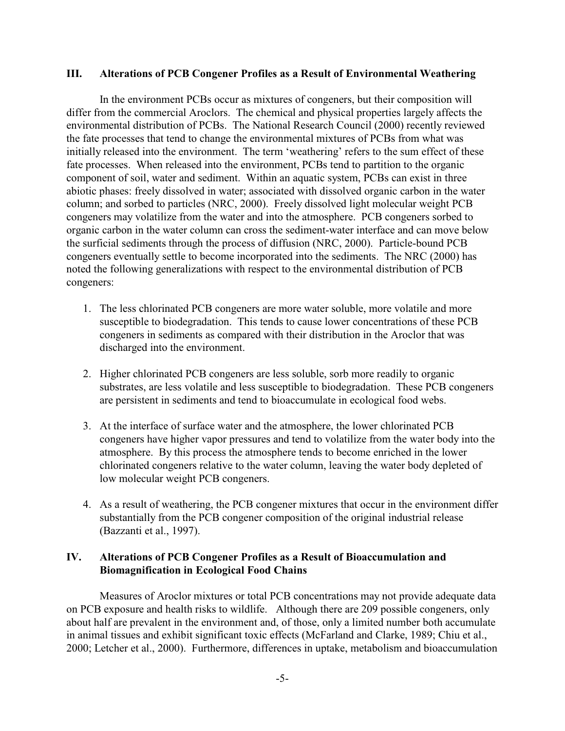## III. Alterations of PCB Congener Profiles as a Result of Environmental Weathering

In the environment PCBs occur as mixtures of congeners, but their composition will differ from the commercial Aroclors. The chemical and physical properties largely affects the environmental distribution of PCBs. The National Research Council (2000) recently reviewed the fate processes that tend to change the environmental mixtures of PCBs from what was initially released into the environment. The term 'weathering' refers to the sum effect of these fate processes. When released into the environment, PCBs tend to partition to the organic component of soil, water and sediment. Within an aquatic system, PCBs can exist in three abiotic phases: freely dissolved in water; associated with dissolved organic carbon in the water column; and sorbed to particles (NRC, 2000). Freely dissolved light molecular weight PCB congeners may volatilize from the water and into the atmosphere. PCB congeners sorbed to organic carbon in the water column can cross the sediment-water interface and can move below the surficial sediments through the process of diffusion (NRC, 2000). Particle-bound PCB congeners eventually settle to become incorporated into the sediments. The NRC (2000) has noted the following generalizations with respect to the environmental distribution of PCB congeners:

1. The less chlorinated PCB congeners are more water soluble, more volatile and more susceptible to biodegradation. This tends to cause lower concentrations of these PCB congeners in sediments as compared with their distribution in the Aroclor that was discharged into the environment.

2. Higher chlorinated PCB congeners are less soluble, sorb more readily to organic substrates, are less volatile and less susceptible to biodegradation. These PCB congeners are persistent in sediments and tend to bioaccumulate in ecological food webs.

3. At the interface of surface water and the atmosphere, the lower chlorinated PCB congeners have higher vapor pressures and tend to volatilize from the water body into the atmosphere. By this process the atmosphere tends to become enriched in the lower chlorinated congeners relative to the water column, leaving the water body depleted of low molecular weight PCB congeners.

4. As a result of weathering, the PCB congener mixtures that occur in the environment differ substantially from the PCB congener composition of the original industrial release (Bazzanti et al., 1997).

## IV. Alterations of PCB Congener Profiles as a Result of Bioaccumulation and Biomagnification in Ecological Food Chains

Measures of Aroclor mixtures or total PCB concentrations may not provide adequate data on PCB exposure and health risks to wildlife. Although there are 209 possible congeners, only about half are prevalent in the environment and, of those, only a limited number both accumulate in animal tissues and exhibit significant toxic effects (McFarland and Clarke, 1989; Chiu et al., 2000; Letcher et al., 2000). Furthermore, differences in uptake, metabolism and bioaccumulation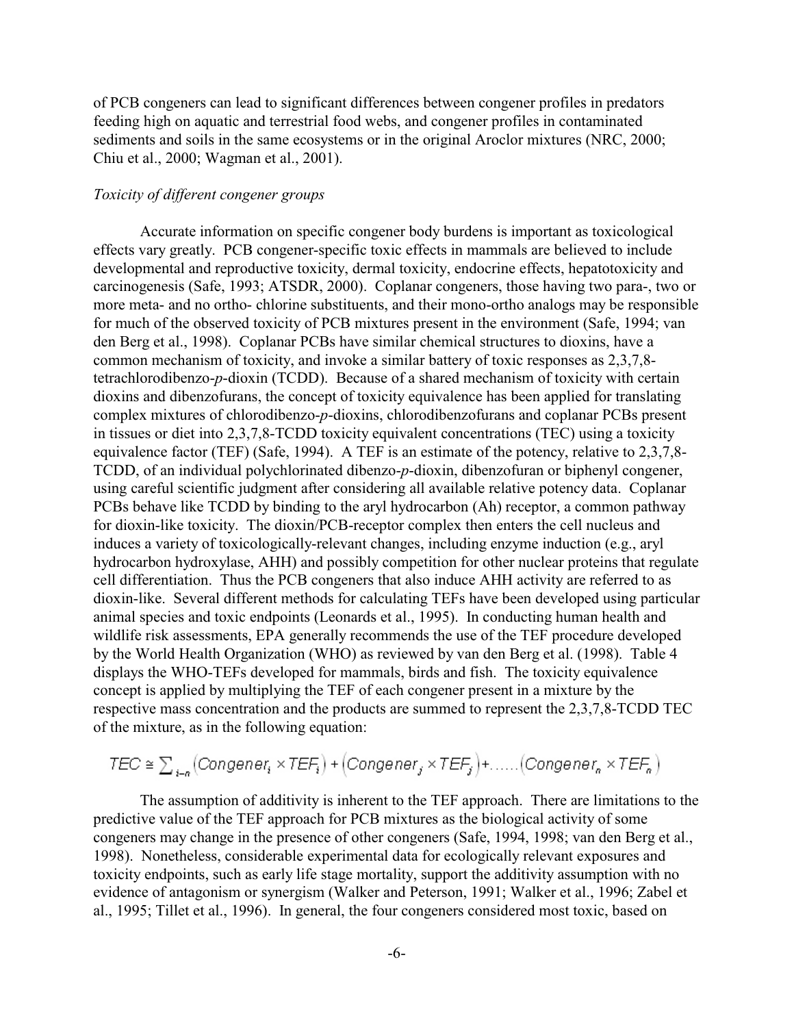of PCB congeners can lead to significant differences between congener profiles in predators feeding high on aquatic and terrestrial food webs, and congener profiles in contaminated sediments and soils in the same ecosystems or in the original Aroclor mixtures (NRC, 2000; Chiu et al., 2000; Wagman et al., 2001).

*Toxicity of different congener groups*

Accurate information on specific congener body burdens is important as toxicological effects vary greatly. PCB congener-specific toxic effects in mammals are believed to include developmental and reproductive toxicity, dermal toxicity, endocrine effects, hepatotoxicity and carcinogenesis (Safe, 1993; ATSDR, 2000). Coplanar congeners, those having two para-, two or more meta- and no ortho- chlorine substituents, and their mono-ortho analogs may be responsible for much of the observed toxicity of PCB mixtures present in the environment (Safe, 1994; van den Berg et al., 1998). Coplanar PCBs have similar chemical structures to dioxins, have a common mechanism of toxicity, and invoke a similar battery of toxic responses as 2,3,7,8-tetrachlorodibenzo-*p*-dioxin (TCDD). Because of a shared mechanism of toxicity with certain dioxins and dibenzofurans, the concept of toxicity equivalence has been applied for translating complex mixtures of chlorodibenzo-*p*-dioxins, chlorodibenzofurans and coplanar PCBs present in tissues or diet into 2,3,7,8-TCDD toxicity equivalent concentrations (TEC) using a toxicity equivalence factor (TEF) (Safe, 1994). A TEF is an estimate of the potency, relative to 2,3,7,8-TCDD, of an individual polychlorinated dibenzo-*p*-dioxin, dibenzofuran or biphenyl congener, using careful scientific judgment after considering all available relative potency data. Coplanar PCBs behave like TCDD by binding to the aryl hydrocarbon (Ah) receptor, a common pathway for dioxin-like toxicity. The dioxin/PCB-receptor complex then enters the cell nucleus and induces a variety of toxicologically-relevant changes, including enzyme induction (e.g., aryl hydrocarbon hydroxylase, AHH) and possibly competition for other nuclear proteins that regulate cell differentiation. Thus the PCB congeners that also induce AHH activity are referred to as dioxin-like. Several different methods for calculating TEFs have been developed using particular animal species and toxic endpoints (Leonards et al., 1995). In conducting human health and wildlife risk assessments, EPA generally recommends the use of the TEF procedure developed by the World Health Organization (WHO) as reviewed by van den Berg et al. (1998). Table 4 displays the WHO-TEFs developed for mammals, birds and fish. The toxicity equivalence concept is applied by multiplying the TEF of each congener present in a mixture by the respective mass concentration and the products are summed to represent the 2,3,7,8-TCDD TEC of the mixture, as in the following equation:

$$TEC \cong \sum_{i-n} \left(Congener_i \times TEF_i\right) + \left(Congener_j \times TEF_j\right) + \ldots\ldots \left(Congener_n \times TEF_n\right)$$

The assumption of additivity is inherent to the TEF approach. There are limitations to the predictive value of the TEF approach for PCB mixtures as the biological activity of some congeners may change in the presence of other congeners (Safe, 1994, 1998; van den Berg et al., 1998). Nonetheless, considerable experimental data for ecologically relevant exposures and toxicity endpoints, such as early life stage mortality, support the additivity assumption with no evidence of antagonism or synergism (Walker and Peterson, 1991; Walker et al., 1996; Zabel et al., 1995; Tillet et al., 1996). In general, the four congeners considered most toxic, based on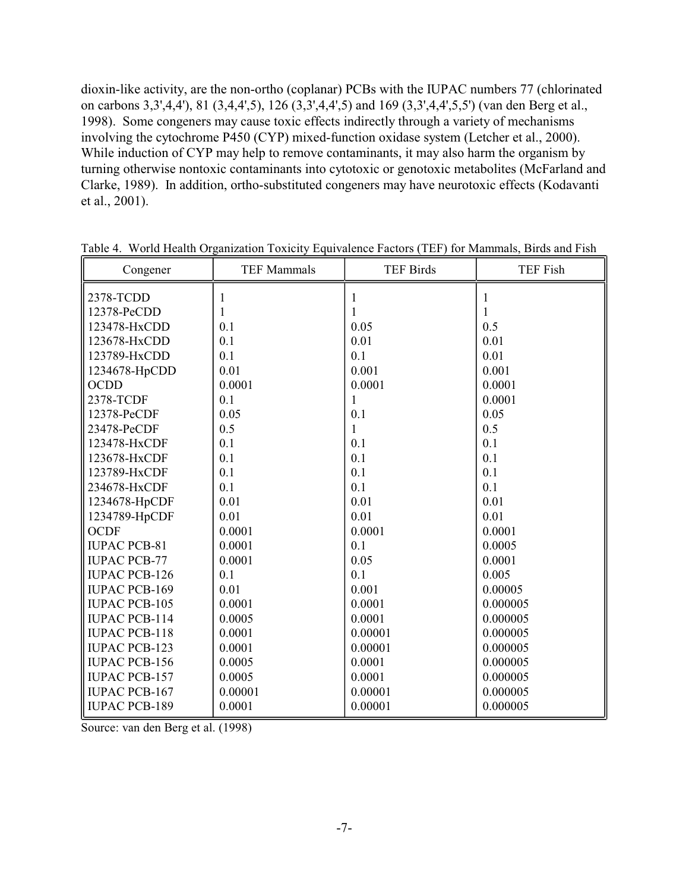dioxin-like activity, are the non-ortho (coplanar) PCBs with the IUPAC numbers 77 (chlorinated on carbons 3,3',4,4'), 81 (3,4,4',5), 126 (3,3',4,4',5) and 169 (3,3',4,4',5,5') (van den Berg et al., 1998). Some congeners may cause toxic effects indirectly through a variety of mechanisms involving the cytochrome P450 (CYP) mixed-function oxidase system (Letcher et al., 2000). While induction of CYP may help to remove contaminants, it may also harm the organism by turning otherwise nontoxic contaminants into cytotoxic or genotoxic metabolites (McFarland and Clarke, 1989). In addition, ortho-substituted congeners may have neurotoxic effects (Kodavanti et al., 2001).

Table 4. World Health Organization Toxicity Equivalence Factors (TEF) for Mammals, Birds and Fish

| Congener | TEF Mammals | TEF Birds | TEF Fish |
|---|---|---|---|
| 2378-TCDD | 1 | 1 | 1 |
| 12378-PeCDD | 1 | 1 | 1 |
| 123478-HxCDD | 0.1 | 0.05 | 0.5 |
| 123678-HxCDD | 0.1 | 0.01 | 0.01 |
| 123789-HxCDD | 0.1 | 0.1 | 0.01 |
| 1234678-HpCDD | 0.01 | 0.001 | 0.001 |
| OCDD | 0.0001 | 0.0001 | 0.0001 |
| 2378-TCDF | 0.1 | 1 | 0.0001 |
| 12378-PeCDF | 0.05 | 0.1 | 0.05 |
| 23478-PeCDF | 0.5 | 1 | 0.5 |
| 123478-HxCDF | 0.1 | 0.1 | 0.1 |
| 123678-HxCDF | 0.1 | 0.1 | 0.1 |
| 123789-HxCDF | 0.1 | 0.1 | 0.1 |
| 234678-HxCDF | 0.1 | 0.1 | 0.1 |
| 1234678-HpCDF | 0.01 | 0.01 | 0.01 |
| 1234789-HpCDF | 0.01 | 0.01 | 0.01 |
| OCDF | 0.0001 | 0.0001 | 0.0001 |
| IUPAC PCB-81 | 0.0001 | 0.1 | 0.0005 |
| IUPAC PCB-77 | 0.0001 | 0.05 | 0.0001 |
| IUPAC PCB-126 | 0.1 | 0.1 | 0.005 |
| IUPAC PCB-169 | 0.01 | 0.001 | 0.00005 |
| IUPAC PCB-105 | 0.0001 | 0.0001 | 0.000005 |
| IUPAC PCB-114 | 0.0005 | 0.0001 | 0.000005 |
| IUPAC PCB-118 | 0.0001 | 0.00001 | 0.000005 |
| IUPAC PCB-123 | 0.0001 | 0.00001 | 0.000005 |
| IUPAC PCB-156 | 0.0005 | 0.0001 | 0.000005 |
| IUPAC PCB-157 | 0.0005 | 0.0001 | 0.000005 |
| IUPAC PCB-167 | 0.00001 | 0.00001 | 0.000005 |
| IUPAC PCB-189 | 0.0001 | 0.00001 | 0.000005 |

Source: van den Berg et al. (1998)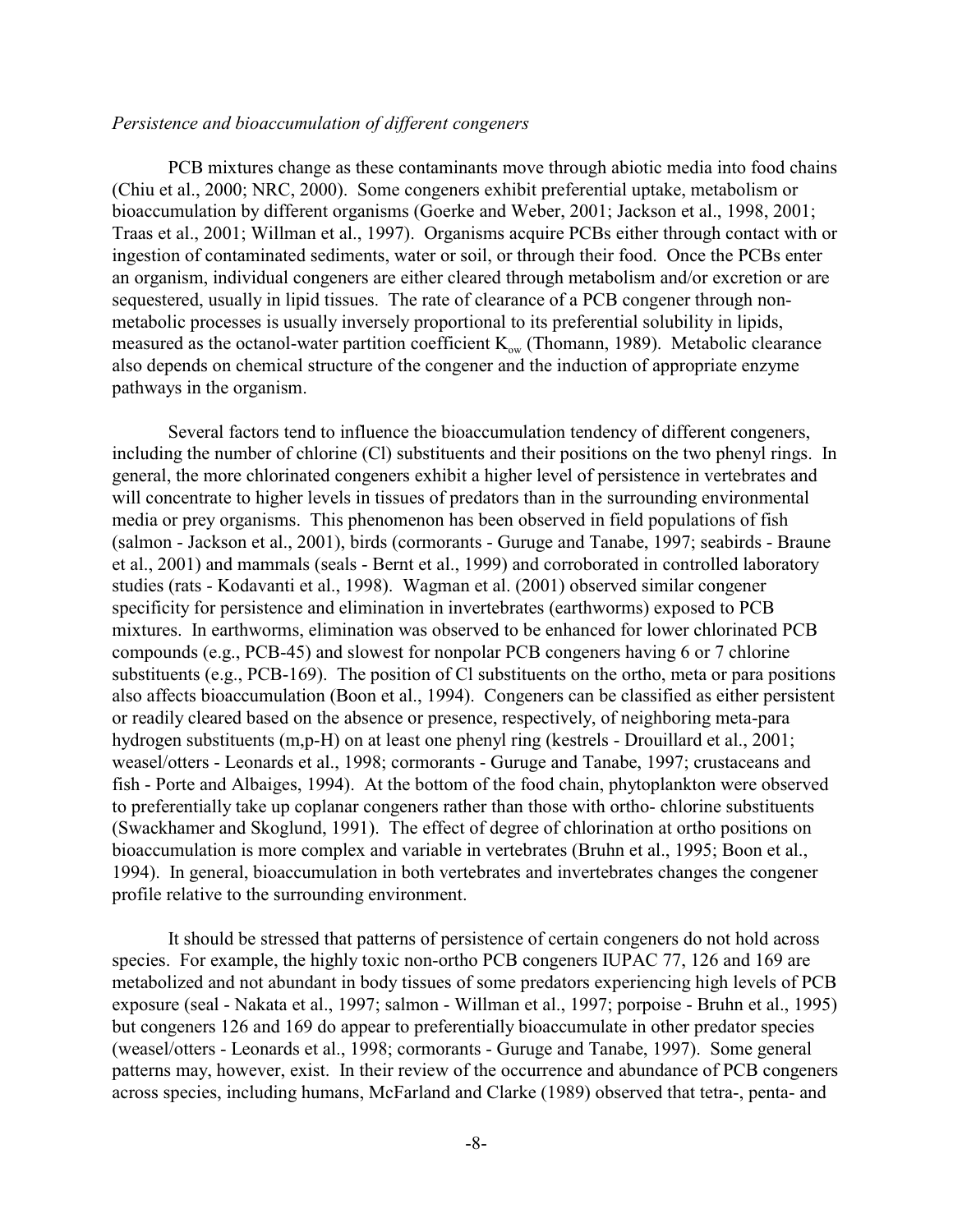*Persistence and bioaccumulation of different congeners*

PCB mixtures change as these contaminants move through abiotic media into food chains (Chiu et al., 2000; NRC, 2000). Some congeners exhibit preferential uptake, metabolism or bioaccumulation by different organisms (Goerke and Weber, 2001; Jackson et al., 1998, 2001; Traas et al., 2001; Willman et al., 1997). Organisms acquire PCBs either through contact with or ingestion of contaminated sediments, water or soil, or through their food. Once the PCBs enter an organism, individual congeners are either cleared through metabolism and/or excretion or are sequestered, usually in lipid tissues. The rate of clearance of a PCB congener through non-metabolic processes is usually inversely proportional to its preferential solubility in lipids, measured as the octanol-water partition coefficient $K_{ow}$ (Thomann, 1989). Metabolic clearance also depends on chemical structure of the congener and the induction of appropriate enzyme pathways in the organism.

Several factors tend to influence the bioaccumulation tendency of different congeners, including the number of chlorine (Cl) substituents and their positions on the two phenyl rings. In general, the more chlorinated congeners exhibit a higher level of persistence in vertebrates and will concentrate to higher levels in tissues of predators than in the surrounding environmental media or prey organisms. This phenomenon has been observed in field populations of fish (salmon - Jackson et al., 2001), birds (cormorants - Guruge and Tanabe, 1997; seabirds - Braune et al., 2001) and mammals (seals - Bernt et al., 1999) and corroborated in controlled laboratory studies (rats - Kodavanti et al., 1998). Wagman et al. (2001) observed similar congener specificity for persistence and elimination in invertebrates (earthworms) exposed to PCB mixtures. In earthworms, elimination was observed to be enhanced for lower chlorinated PCB compounds (e.g., PCB-45) and slowest for nonpolar PCB congeners having 6 or 7 chlorine substituents (e.g., PCB-169). The position of Cl substituents on the ortho, meta or para positions also affects bioaccumulation (Boon et al., 1994). Congeners can be classified as either persistent or readily cleared based on the absence or presence, respectively, of neighboring meta-para hydrogen substituents (m,p-H) on at least one phenyl ring (kestrels - Drouillard et al., 2001; weasel/otters - Leonards et al., 1998; cormorants - Guruge and Tanabe, 1997; crustaceans and fish - Porte and Albaiges, 1994). At the bottom of the food chain, phytoplankton were observed to preferentially take up coplanar congeners rather than those with ortho- chlorine substituents (Swackhamer and Skoglund, 1991). The effect of degree of chlorination at ortho positions on bioaccumulation is more complex and variable in vertebrates (Bruhn et al., 1995; Boon et al., 1994). In general, bioaccumulation in both vertebrates and invertebrates changes the congener profile relative to the surrounding environment.

It should be stressed that patterns of persistence of certain congeners do not hold across species. For example, the highly toxic non-ortho PCB congeners IUPAC 77, 126 and 169 are metabolized and not abundant in body tissues of some predators experiencing high levels of PCB exposure (seal - Nakata et al., 1997; salmon - Willman et al., 1997; porpoise - Bruhn et al., 1995) but congeners 126 and 169 do appear to preferentially bioaccumulate in other predator species (weasel/otters - Leonards et al., 1998; cormorants - Guruge and Tanabe, 1997). Some general patterns may, however, exist. In their review of the occurrence and abundance of PCB congeners across species, including humans, McFarland and Clarke (1989) observed that tetra-, penta- and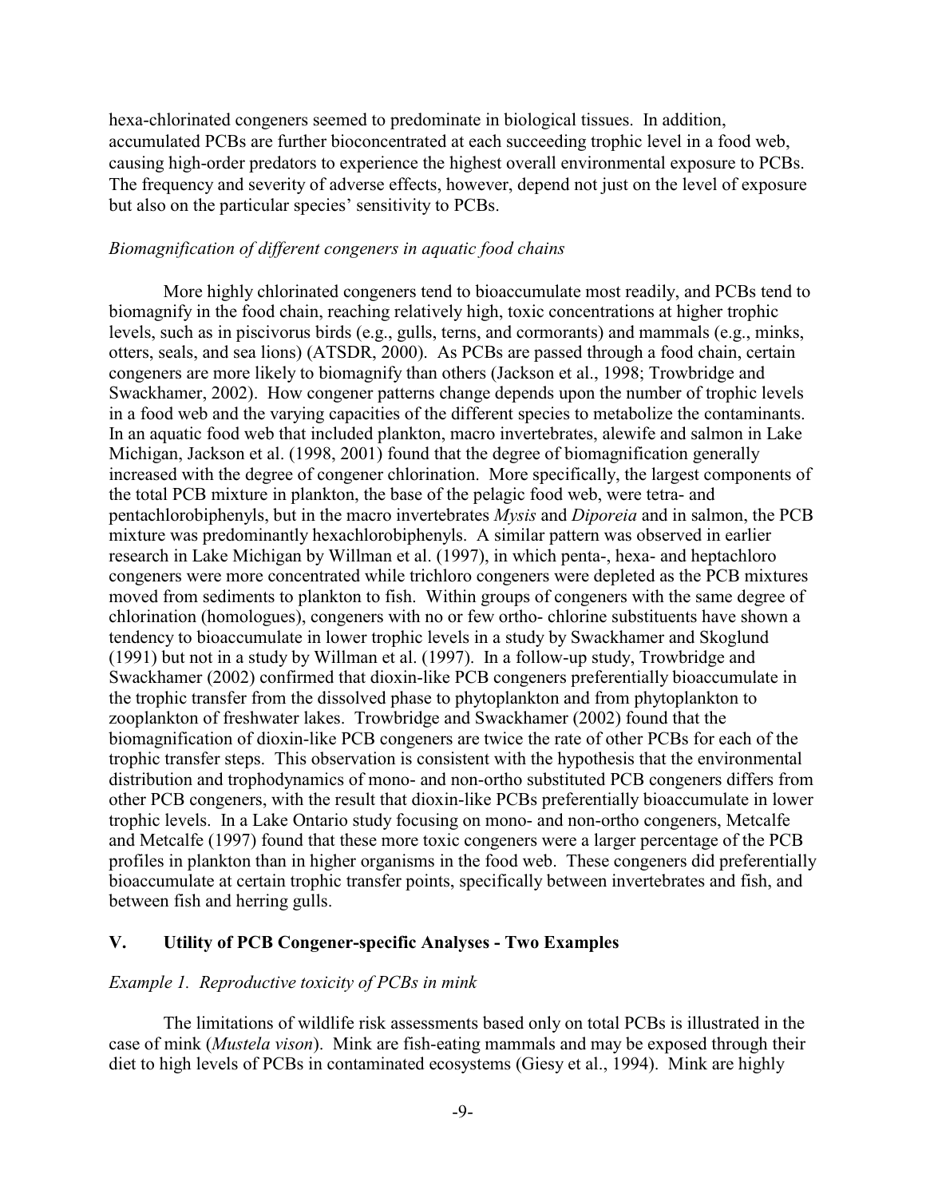hexa-chlorinated congeners seemed to predominate in biological tissues. In addition, accumulated PCBs are further bioconcentrated at each succeeding trophic level in a food web, causing high-order predators to experience the highest overall environmental exposure to PCBs. The frequency and severity of adverse effects, however, depend not just on the level of exposure but also on the particular species' sensitivity to PCBs.

*Biomagnification of different congeners in aquatic food chains*

More highly chlorinated congeners tend to bioaccumulate most readily, and PCBs tend to biomagnify in the food chain, reaching relatively high, toxic concentrations at higher trophic levels, such as in piscivorus birds (e.g., gulls, terns, and cormorants) and mammals (e.g., minks, otters, seals, and sea lions) (ATSDR, 2000). As PCBs are passed through a food chain, certain congeners are more likely to biomagnify than others (Jackson et al., 1998; Trowbridge and Swackhamer, 2002). How congener patterns change depends upon the number of trophic levels in a food web and the varying capacities of the different species to metabolize the contaminants. In an aquatic food web that included plankton, macro invertebrates, alewife and salmon in Lake Michigan, Jackson et al. (1998, 2001) found that the degree of biomagnification generally increased with the degree of congener chlorination. More specifically, the largest components of the total PCB mixture in plankton, the base of the pelagic food web, were tetra- and pentachlorobiphenyls, but in the macro invertebrates *Mysis* and *Diporeia* and in salmon, the PCB mixture was predominantly hexachlorobiphenyls. A similar pattern was observed in earlier research in Lake Michigan by Willman et al. (1997), in which penta-, hexa- and heptachloro congeners were more concentrated while trichloro congeners were depleted as the PCB mixtures moved from sediments to plankton to fish. Within groups of congeners with the same degree of chlorination (homologues), congeners with no or few ortho- chlorine substituents have shown a tendency to bioaccumulate in lower trophic levels in a study by Swackhamer and Skoglund (1991) but not in a study by Willman et al. (1997). In a follow-up study, Trowbridge and Swackhamer (2002) confirmed that dioxin-like PCB congeners preferentially bioaccumulate in the trophic transfer from the dissolved phase to phytoplankton and from phytoplankton to zooplankton of freshwater lakes. Trowbridge and Swackhamer (2002) found that the biomagnification of dioxin-like PCB congeners are twice the rate of other PCBs for each of the trophic transfer steps. This observation is consistent with the hypothesis that the environmental distribution and trophodynamics of mono- and non-ortho substituted PCB congeners differs from other PCB congeners, with the result that dioxin-like PCBs preferentially bioaccumulate in lower trophic levels. In a Lake Ontario study focusing on mono- and non-ortho congeners, Metcalfe and Metcalfe (1997) found that these more toxic congeners were a larger percentage of the PCB profiles in plankton than in higher organisms in the food web. These congeners did preferentially bioaccumulate at certain trophic transfer points, specifically between invertebrates and fish, and between fish and herring gulls.

## V. Utility of PCB Congener-specific Analyses - Two Examples

*Example 1. Reproductive toxicity of PCBs in mink*

The limitations of wildlife risk assessments based only on total PCBs is illustrated in the case of mink (*Mustela vison*). Mink are fish-eating mammals and may be exposed through their diet to high levels of PCBs in contaminated ecosystems (Giesy et al., 1994). Mink are highly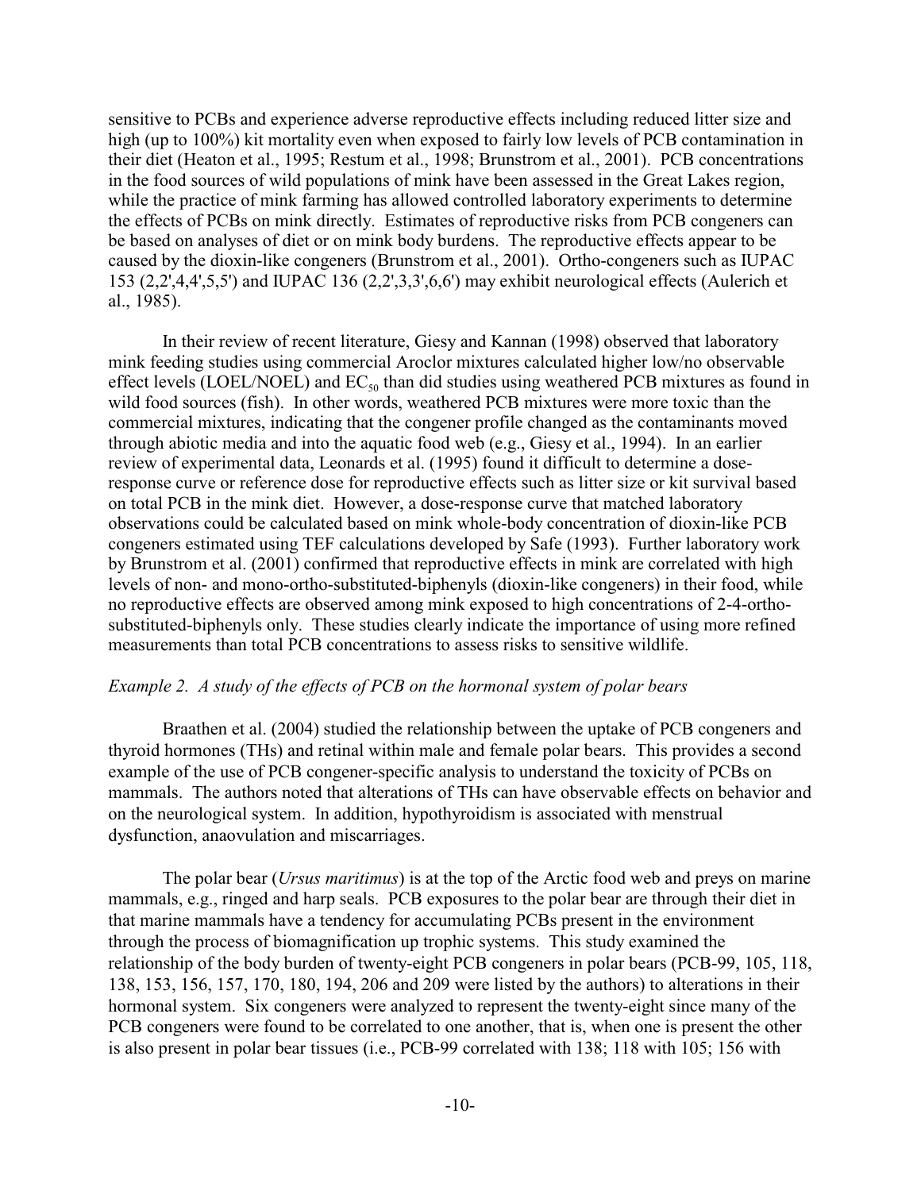sensitive to PCBs and experience adverse reproductive effects including reduced litter size and high (up to 100%) kit mortality even when exposed to fairly low levels of PCB contamination in their diet (Heaton et al., 1995; Restum et al., 1998; Brunstrom et al., 2001). PCB concentrations in the food sources of wild populations of mink have been assessed in the Great Lakes region, while the practice of mink farming has allowed controlled laboratory experiments to determine the effects of PCBs on mink directly. Estimates of reproductive risks from PCB congeners can be based on analyses of diet or on mink body burdens. The reproductive effects appear to be caused by the dioxin-like congeners (Brunstrom et al., 2001). Ortho-congeners such as IUPAC 153 (2,2',4,4',5,5') and IUPAC 136 (2,2',3,3',6,6') may exhibit neurological effects (Aulerich et al., 1985).

In their review of recent literature, Giesy and Kannan (1998) observed that laboratory mink feeding studies using commercial Aroclor mixtures calculated higher low/no observable effect levels (LOEL/NOEL) and $EC_{50}$ than did studies using weathered PCB mixtures as found in wild food sources (fish). In other words, weathered PCB mixtures were more toxic than the commercial mixtures, indicating that the congener profile changed as the contaminants moved through abiotic media and into the aquatic food web (e.g., Giesy et al., 1994). In an earlier review of experimental data, Leonards et al. (1995) found it difficult to determine a dose-response curve or reference dose for reproductive effects such as litter size or kit survival based on total PCB in the mink diet. However, a dose-response curve that matched laboratory observations could be calculated based on mink whole-body concentration of dioxin-like PCB congeners estimated using TEF calculations developed by Safe (1993). Further laboratory work by Brunstrom et al. (2001) confirmed that reproductive effects in mink are correlated with high levels of non- and mono-ortho-substituted-biphenyls (dioxin-like congeners) in their food, while no reproductive effects are observed among mink exposed to high concentrations of 2-4-ortho-substituted-biphenyls only. These studies clearly indicate the importance of using more refined measurements than total PCB concentrations to assess risks to sensitive wildlife.

*Example 2. A study of the effects of PCB on the hormonal system of polar bears*

Braathen et al. (2004) studied the relationship between the uptake of PCB congeners and thyroid hormones (THs) and retinal within male and female polar bears. This provides a second example of the use of PCB congener-specific analysis to understand the toxicity of PCBs on mammals. The authors noted that alterations of THs can have observable effects on behavior and on the neurological system. In addition, hypothyroidism is associated with menstrual dysfunction, anaovulation and miscarriages.

The polar bear (*Ursus maritimus*) is at the top of the Arctic food web and preys on marine mammals, e.g., ringed and harp seals. PCB exposures to the polar bear are through their diet in that marine mammals have a tendency for accumulating PCBs present in the environment through the process of biomagnification up trophic systems. This study examined the relationship of the body burden of twenty-eight PCB congeners in polar bears (PCB-99, 105, 118, 138, 153, 156, 157, 170, 180, 194, 206 and 209 were listed by the authors) to alterations in their hormonal system. Six congeners were analyzed to represent the twenty-eight since many of the PCB congeners were found to be correlated to one another, that is, when one is present the other is also present in polar bear tissues (i.e., PCB-99 correlated with 138; 118 with 105; 156 with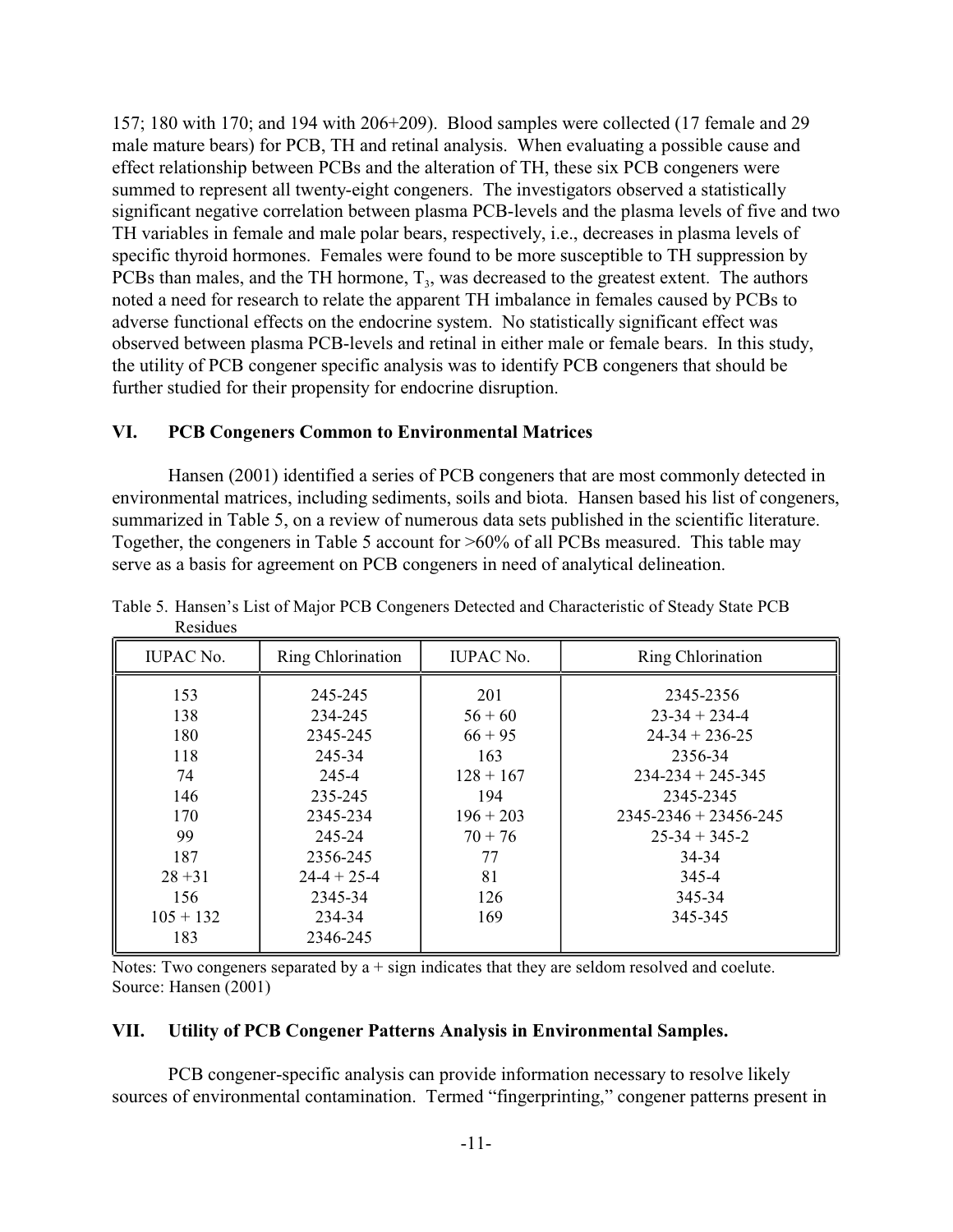157; 180 with 170; and 194 with 206+209). Blood samples were collected (17 female and 29 male mature bears) for PCB, TH and retinal analysis. When evaluating a possible cause and effect relationship between PCBs and the alteration of TH, these six PCB congeners were summed to represent all twenty-eight congeners. The investigators observed a statistically significant negative correlation between plasma PCB-levels and the plasma levels of five and two TH variables in female and male polar bears, respectively, i.e., decreases in plasma levels of specific thyroid hormones. Females were found to be more susceptible to TH suppression by PCBs than males, and the TH hormone, $T_3$, was decreased to the greatest extent. The authors noted a need for research to relate the apparent TH imbalance in females caused by PCBs to adverse functional effects on the endocrine system. No statistically significant effect was observed between plasma PCB-levels and retinal in either male or female bears. In this study, the utility of PCB congener specific analysis was to identify PCB congeners that should be further studied for their propensity for endocrine disruption.

## VI. PCB Congeners Common to Environmental Matrices

Hansen (2001) identified a series of PCB congeners that are most commonly detected in environmental matrices, including sediments, soils and biota. Hansen based his list of congeners, summarized in Table 5, on a review of numerous data sets published in the scientific literature. Together, the congeners in Table 5 account for >60% of all PCBs measured. This table may serve as a basis for agreement on PCB congeners in need of analytical delineation.

Table 5. Hansen's List of Major PCB Congeners Detected and Characteristic of Steady State PCB Residues

| IUPAC No. | Ring Chlorination | IUPAC No. | Ring Chlorination |
|---|---|---|---|
| 153 | 245-245 | 201 | 2345-2356 |
| 138 | 234-245 | 56 + 60 | 23-34 + 234-4 |
| 180 | 2345-245 | 66 + 95 | 24-34 + 236-25 |
| 118 | 245-34 | 163 | 2356-34 |
| 74 | 245-4 | 128 + 167 | 234-234 + 245-345 |
| 146 | 235-245 | 194 | 2345-2345 |
| 170 | 2345-234 | 196 + 203 | 2345-2346 + 23456-245 |
| 99 | 245-24 | 70 + 76 | 25-34 + 345-2 |
| 187 | 2356-245 | 77 | 34-34 |
| 28 +31 | 24-4 + 25-4 | 81 | 345-4 |
| 156 | 2345-34 | 126 | 345-34 |
| 105 + 132 | 234-34 | 169 | 345-345 |
| 183 | 2346-245 | | |

Notes: Two congeners separated by a + sign indicates that they are seldom resolved and coelute.
Source: Hansen (2001)

## VII. Utility of PCB Congener Patterns Analysis in Environmental Samples.

PCB congener-specific analysis can provide information necessary to resolve likely sources of environmental contamination. Termed "fingerprinting," congener patterns present in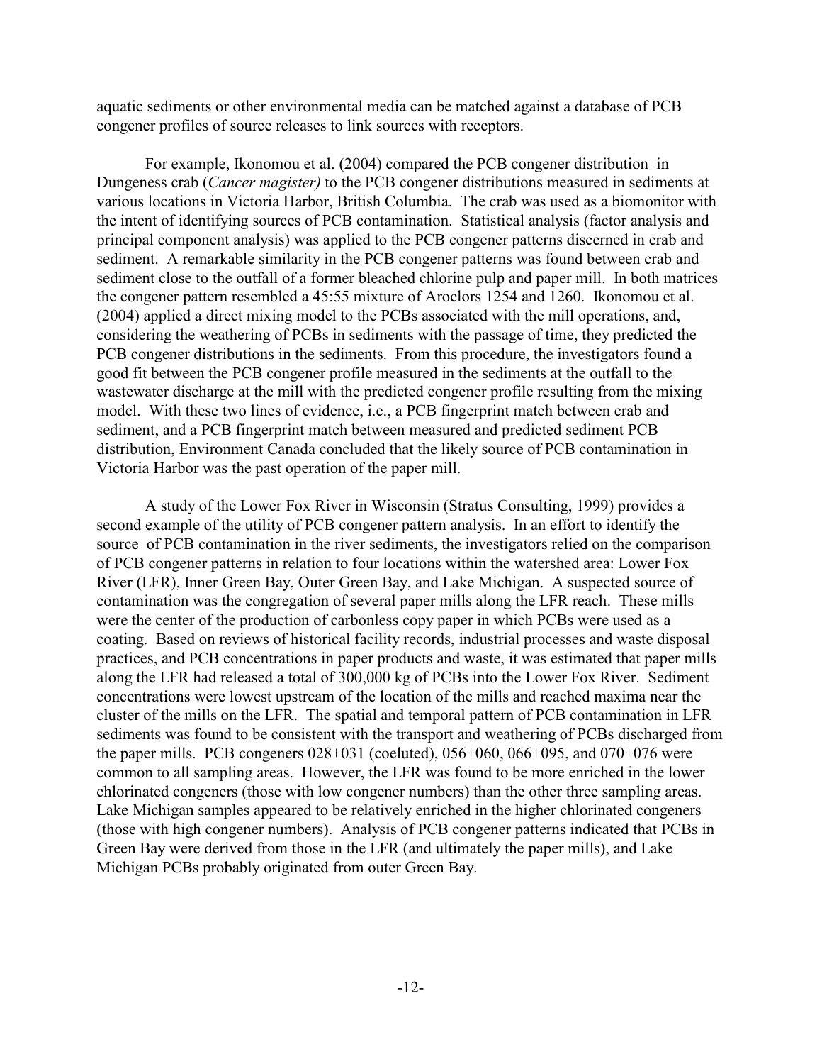aquatic sediments or other environmental media can be matched against a database of PCB congener profiles of source releases to link sources with receptors.

For example, Ikonomou et al. (2004) compared the PCB congener distribution in Dungeness crab (*Cancer magister)* to the PCB congener distributions measured in sediments at various locations in Victoria Harbor, British Columbia. The crab was used as a biomonitor with the intent of identifying sources of PCB contamination. Statistical analysis (factor analysis and principal component analysis) was applied to the PCB congener patterns discerned in crab and sediment. A remarkable similarity in the PCB congener patterns was found between crab and sediment close to the outfall of a former bleached chlorine pulp and paper mill. In both matrices the congener pattern resembled a 45:55 mixture of Aroclors 1254 and 1260. Ikonomou et al. (2004) applied a direct mixing model to the PCBs associated with the mill operations, and, considering the weathering of PCBs in sediments with the passage of time, they predicted the PCB congener distributions in the sediments. From this procedure, the investigators found a good fit between the PCB congener profile measured in the sediments at the outfall to the wastewater discharge at the mill with the predicted congener profile resulting from the mixing model. With these two lines of evidence, i.e., a PCB fingerprint match between crab and sediment, and a PCB fingerprint match between measured and predicted sediment PCB distribution, Environment Canada concluded that the likely source of PCB contamination in Victoria Harbor was the past operation of the paper mill.

A study of the Lower Fox River in Wisconsin (Stratus Consulting, 1999) provides a second example of the utility of PCB congener pattern analysis. In an effort to identify the source of PCB contamination in the river sediments, the investigators relied on the comparison of PCB congener patterns in relation to four locations within the watershed area: Lower Fox River (LFR), Inner Green Bay, Outer Green Bay, and Lake Michigan. A suspected source of contamination was the congregation of several paper mills along the LFR reach. These mills were the center of the production of carbonless copy paper in which PCBs were used as a coating. Based on reviews of historical facility records, industrial processes and waste disposal practices, and PCB concentrations in paper products and waste, it was estimated that paper mills along the LFR had released a total of 300,000 kg of PCBs into the Lower Fox River. Sediment concentrations were lowest upstream of the location of the mills and reached maxima near the cluster of the mills on the LFR. The spatial and temporal pattern of PCB contamination in LFR sediments was found to be consistent with the transport and weathering of PCBs discharged from the paper mills. PCB congeners 028+031 (coeluted), 056+060, 066+095, and 070+076 were common to all sampling areas. However, the LFR was found to be more enriched in the lower chlorinated congeners (those with low congener numbers) than the other three sampling areas. Lake Michigan samples appeared to be relatively enriched in the higher chlorinated congeners (those with high congener numbers). Analysis of PCB congener patterns indicated that PCBs in Green Bay were derived from those in the LFR (and ultimately the paper mills), and Lake Michigan PCBs probably originated from outer Green Bay.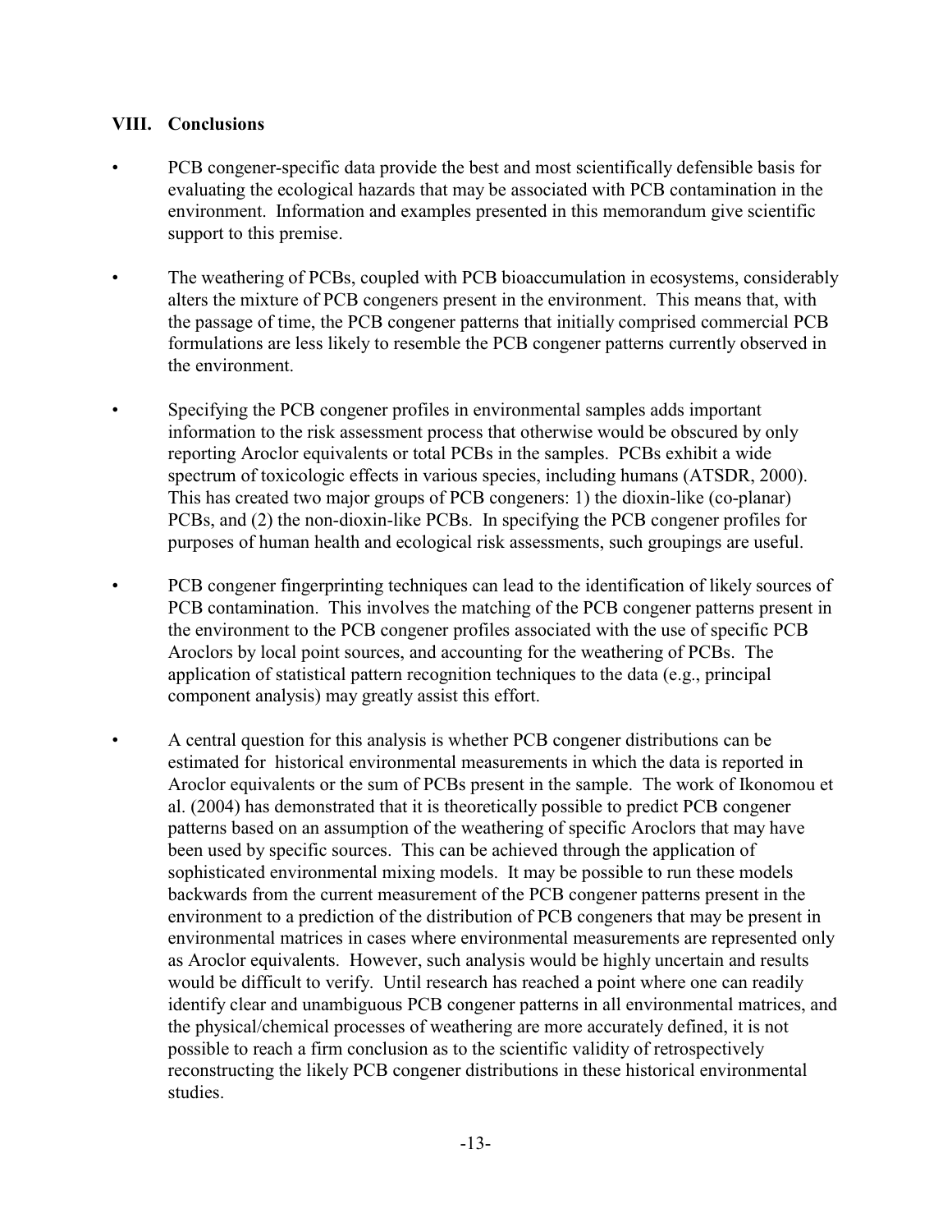## VIII. Conclusions

- PCB congener-specific data provide the best and most scientifically defensible basis for evaluating the ecological hazards that may be associated with PCB contamination in the environment. Information and examples presented in this memorandum give scientific support to this premise.

- The weathering of PCBs, coupled with PCB bioaccumulation in ecosystems, considerably alters the mixture of PCB congeners present in the environment. This means that, with the passage of time, the PCB congener patterns that initially comprised commercial PCB formulations are less likely to resemble the PCB congener patterns currently observed in the environment.

- Specifying the PCB congener profiles in environmental samples adds important information to the risk assessment process that otherwise would be obscured by only reporting Aroclor equivalents or total PCBs in the samples. PCBs exhibit a wide spectrum of toxicologic effects in various species, including humans (ATSDR, 2000). This has created two major groups of PCB congeners: 1) the dioxin-like (co-planar) PCBs, and (2) the non-dioxin-like PCBs. In specifying the PCB congener profiles for purposes of human health and ecological risk assessments, such groupings are useful.

- PCB congener fingerprinting techniques can lead to the identification of likely sources of PCB contamination. This involves the matching of the PCB congener patterns present in the environment to the PCB congener profiles associated with the use of specific PCB Aroclors by local point sources, and accounting for the weathering of PCBs. The application of statistical pattern recognition techniques to the data (e.g., principal component analysis) may greatly assist this effort.

- A central question for this analysis is whether PCB congener distributions can be estimated for historical environmental measurements in which the data is reported in Aroclor equivalents or the sum of PCBs present in the sample. The work of Ikonomou et al. (2004) has demonstrated that it is theoretically possible to predict PCB congener patterns based on an assumption of the weathering of specific Aroclors that may have been used by specific sources. This can be achieved through the application of sophisticated environmental mixing models. It may be possible to run these models backwards from the current measurement of the PCB congener patterns present in the environment to a prediction of the distribution of PCB congeners that may be present in environmental matrices in cases where environmental measurements are represented only as Aroclor equivalents. However, such analysis would be highly uncertain and results would be difficult to verify. Until research has reached a point where one can readily identify clear and unambiguous PCB congener patterns in all environmental matrices, and the physical/chemical processes of weathering are more accurately defined, it is not possible to reach a firm conclusion as to the scientific validity of retrospectively reconstructing the likely PCB congener distributions in these historical environmental studies.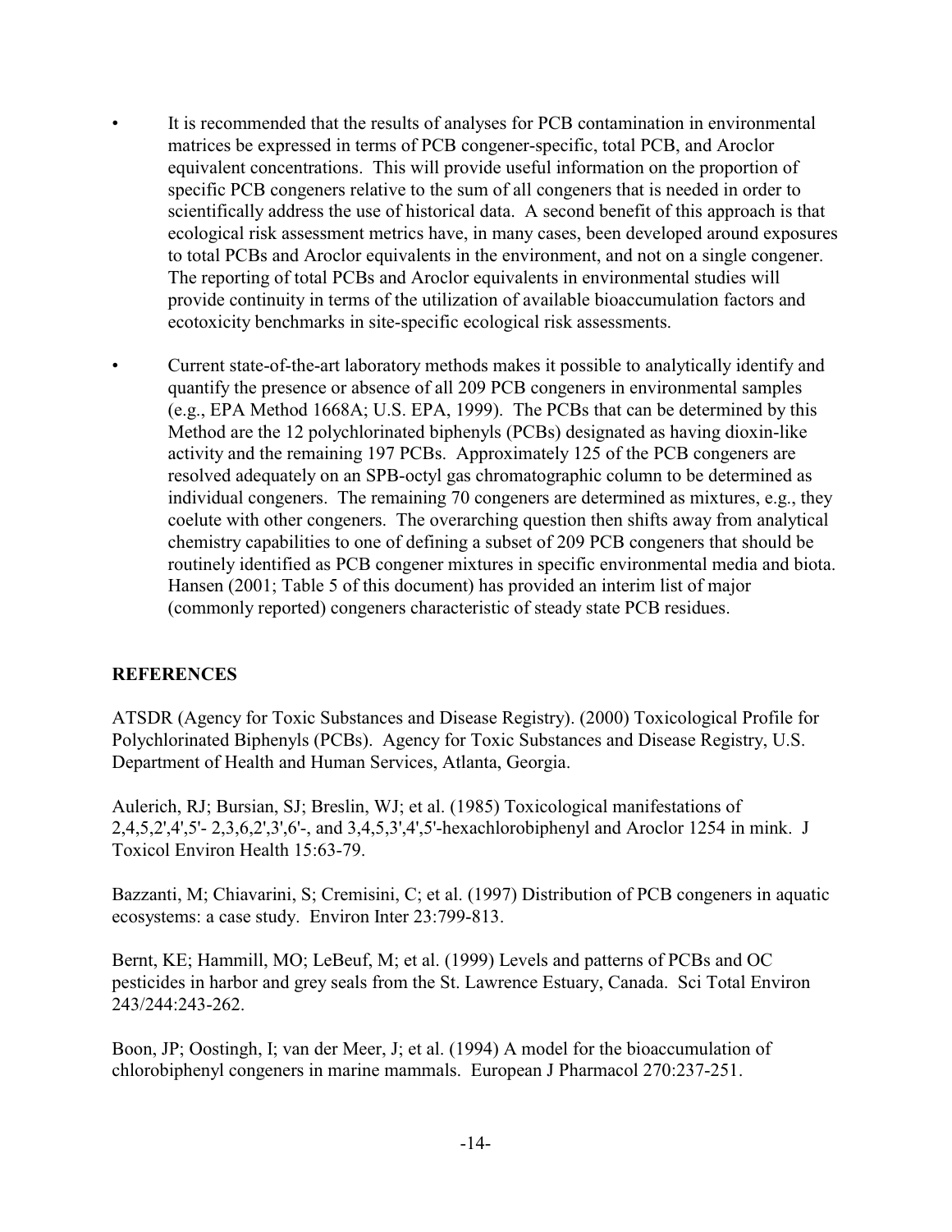- It is recommended that the results of analyses for PCB contamination in environmental matrices be expressed in terms of PCB congener-specific, total PCB, and Aroclor equivalent concentrations. This will provide useful information on the proportion of specific PCB congeners relative to the sum of all congeners that is needed in order to scientifically address the use of historical data. A second benefit of this approach is that ecological risk assessment metrics have, in many cases, been developed around exposures to total PCBs and Aroclor equivalents in the environment, and not on a single congener. The reporting of total PCBs and Aroclor equivalents in environmental studies will provide continuity in terms of the utilization of available bioaccumulation factors and ecotoxicity benchmarks in site-specific ecological risk assessments.

- Current state-of-the-art laboratory methods makes it possible to analytically identify and quantify the presence or absence of all 209 PCB congeners in environmental samples (e.g., EPA Method 1668A; U.S. EPA, 1999). The PCBs that can be determined by this Method are the 12 polychlorinated biphenyls (PCBs) designated as having dioxin-like activity and the remaining 197 PCBs. Approximately 125 of the PCB congeners are resolved adequately on an SPB-octyl gas chromatographic column to be determined as individual congeners. The remaining 70 congeners are determined as mixtures, e.g., they coelute with other congeners. The overarching question then shifts away from analytical chemistry capabilities to one of defining a subset of 209 PCB congeners that should be routinely identified as PCB congener mixtures in specific environmental media and biota. Hansen (2001; Table 5 of this document) has provided an interim list of major (commonly reported) congeners characteristic of steady state PCB residues.

## REFERENCES

ATSDR (Agency for Toxic Substances and Disease Registry). (2000) Toxicological Profile for Polychlorinated Biphenyls (PCBs). Agency for Toxic Substances and Disease Registry, U.S. Department of Health and Human Services, Atlanta, Georgia.

Aulerich, RJ; Bursian, SJ; Breslin, WJ; et al. (1985) Toxicological manifestations of 2,4,5,2',4',5'- 2,3,6,2',3',6'-, and 3,4,5,3',4',5'-hexachlorobiphenyl and Aroclor 1254 in mink. J Toxicol Environ Health 15:63-79.

Bazzanti, M; Chiavarini, S; Cremisini, C; et al. (1997) Distribution of PCB congeners in aquatic ecosystems: a case study. Environ Inter 23:799-813.

Bernt, KE; Hammill, MO; LeBeuf, M; et al. (1999) Levels and patterns of PCBs and OC pesticides in harbor and grey seals from the St. Lawrence Estuary, Canada. Sci Total Environ 243/244:243-262.

Boon, JP; Oostingh, I; van der Meer, J; et al. (1994) A model for the bioaccumulation of chlorobiphenyl congeners in marine mammals. European J Pharmacol 270:237-251.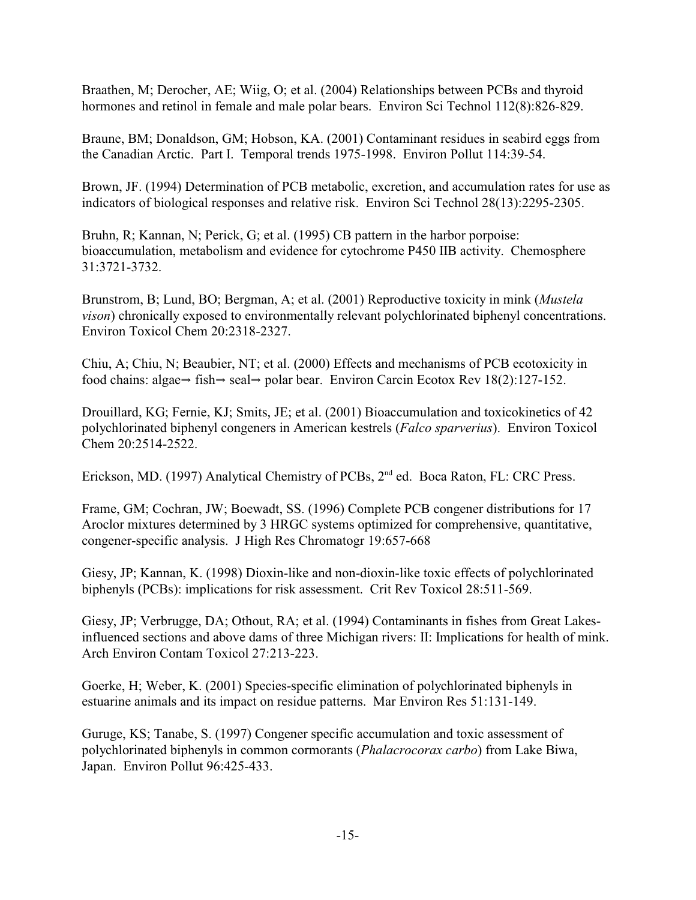Braathen, M; Derocher, AE; Wiig, O; et al. (2004) Relationships between PCBs and thyroid hormones and retinol in female and male polar bears. Environ Sci Technol 112(8):826-829.

Braune, BM; Donaldson, GM; Hobson, KA. (2001) Contaminant residues in seabird eggs from the Canadian Arctic. Part I. Temporal trends 1975-1998. Environ Pollut 114:39-54.

Brown, JF. (1994) Determination of PCB metabolic, excretion, and accumulation rates for use as indicators of biological responses and relative risk. Environ Sci Technol 28(13):2295-2305.

Bruhn, R; Kannan, N; Perick, G; et al. (1995) CB pattern in the harbor porpoise: bioaccumulation, metabolism and evidence for cytochrome P450 IIB activity. Chemosphere 31:3721-3732.

Brunstrom, B; Lund, BO; Bergman, A; et al. (2001) Reproductive toxicity in mink (*Mustela vison*) chronically exposed to environmentally relevant polychlorinated biphenyl concentrations. Environ Toxicol Chem 20:2318-2327.

Chiu, A; Chiu, N; Beaubier, NT; et al. (2000) Effects and mechanisms of PCB ecotoxicity in food chains: algae⇒ fish⇒ seal⇒ polar bear. Environ Carcin Ecotox Rev 18(2):127-152.

Drouillard, KG; Fernie, KJ; Smits, JE; et al. (2001) Bioaccumulation and toxicokinetics of 42 polychlorinated biphenyl congeners in American kestrels (*Falco sparverius*). Environ Toxicol Chem 20:2514-2522.

Erickson, MD. (1997) Analytical Chemistry of PCBs, 2nd ed. Boca Raton, FL: CRC Press.

Frame, GM; Cochran, JW; Boewadt, SS. (1996) Complete PCB congener distributions for 17 Aroclor mixtures determined by 3 HRGC systems optimized for comprehensive, quantitative, congener-specific analysis. J High Res Chromatogr 19:657-668

Giesy, JP; Kannan, K. (1998) Dioxin-like and non-dioxin-like toxic effects of polychlorinated biphenyls (PCBs): implications for risk assessment. Crit Rev Toxicol 28:511-569.

Giesy, JP; Verbrugge, DA; Othout, RA; et al. (1994) Contaminants in fishes from Great Lakes-influenced sections and above dams of three Michigan rivers: II: Implications for health of mink. Arch Environ Contam Toxicol 27:213-223.

Goerke, H; Weber, K. (2001) Species-specific elimination of polychlorinated biphenyls in estuarine animals and its impact on residue patterns. Mar Environ Res 51:131-149.

Guruge, KS; Tanabe, S. (1997) Congener specific accumulation and toxic assessment of polychlorinated biphenyls in common cormorants (*Phalacrocorax carbo*) from Lake Biwa, Japan. Environ Pollut 96:425-433.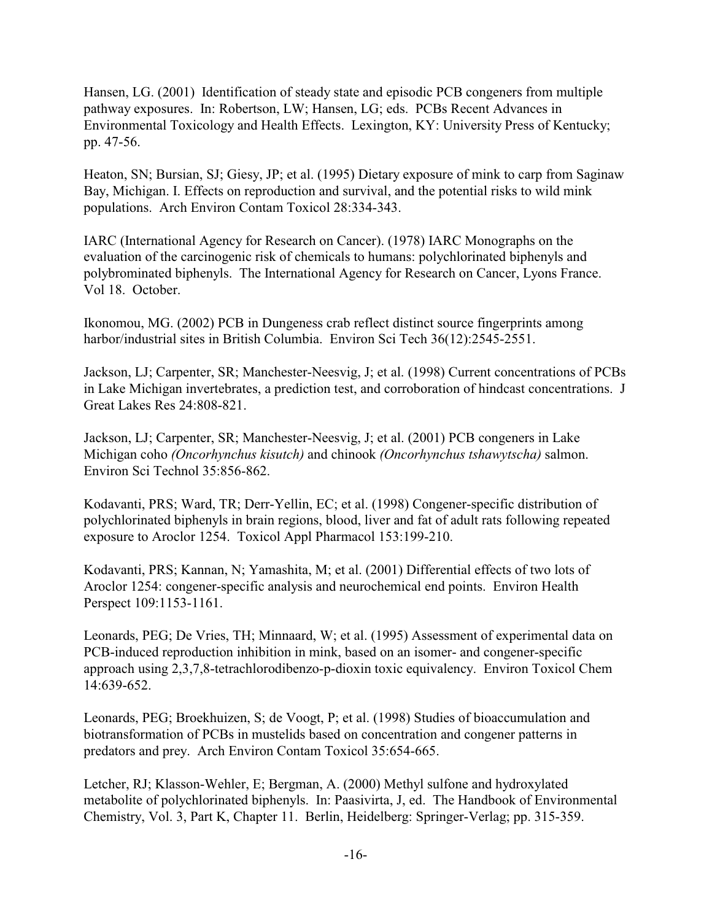Hansen, LG. (2001) Identification of steady state and episodic PCB congeners from multiple pathway exposures. In: Robertson, LW; Hansen, LG; eds. PCBs Recent Advances in Environmental Toxicology and Health Effects. Lexington, KY: University Press of Kentucky; pp. 47-56.

Heaton, SN; Bursian, SJ; Giesy, JP; et al. (1995) Dietary exposure of mink to carp from Saginaw Bay, Michigan. I. Effects on reproduction and survival, and the potential risks to wild mink populations. Arch Environ Contam Toxicol 28:334-343.

IARC (International Agency for Research on Cancer). (1978) IARC Monographs on the evaluation of the carcinogenic risk of chemicals to humans: polychlorinated biphenyls and polybrominated biphenyls. The International Agency for Research on Cancer, Lyons France. Vol 18. October.

Ikonomou, MG. (2002) PCB in Dungeness crab reflect distinct source fingerprints among harbor/industrial sites in British Columbia. Environ Sci Tech 36(12):2545-2551.

Jackson, LJ; Carpenter, SR; Manchester-Neesvig, J; et al. (1998) Current concentrations of PCBs in Lake Michigan invertebrates, a prediction test, and corroboration of hindcast concentrations. J Great Lakes Res 24:808-821.

Jackson, LJ; Carpenter, SR; Manchester-Neesvig, J; et al. (2001) PCB congeners in Lake Michigan coho *(Oncorhynchus kisutch)* and chinook *(Oncorhynchus tshawytscha)* salmon. Environ Sci Technol 35:856-862.

Kodavanti, PRS; Ward, TR; Derr-Yellin, EC; et al. (1998) Congener-specific distribution of polychlorinated biphenyls in brain regions, blood, liver and fat of adult rats following repeated exposure to Aroclor 1254. Toxicol Appl Pharmacol 153:199-210.

Kodavanti, PRS; Kannan, N; Yamashita, M; et al. (2001) Differential effects of two lots of Aroclor 1254: congener-specific analysis and neurochemical end points. Environ Health Perspect 109:1153-1161.

Leonards, PEG; De Vries, TH; Minnaard, W; et al. (1995) Assessment of experimental data on PCB-induced reproduction inhibition in mink, based on an isomer- and congener-specific approach using 2,3,7,8-tetrachlorodibenzo-p-dioxin toxic equivalency. Environ Toxicol Chem 14:639-652.

Leonards, PEG; Broekhuizen, S; de Voogt, P; et al. (1998) Studies of bioaccumulation and biotransformation of PCBs in mustelids based on concentration and congener patterns in predators and prey. Arch Environ Contam Toxicol 35:654-665.

Letcher, RJ; Klasson-Wehler, E; Bergman, A. (2000) Methyl sulfone and hydroxylated metabolite of polychlorinated biphenyls. In: Paasivirta, J, ed. The Handbook of Environmental Chemistry, Vol. 3, Part K, Chapter 11. Berlin, Heidelberg: Springer-Verlag; pp. 315-359.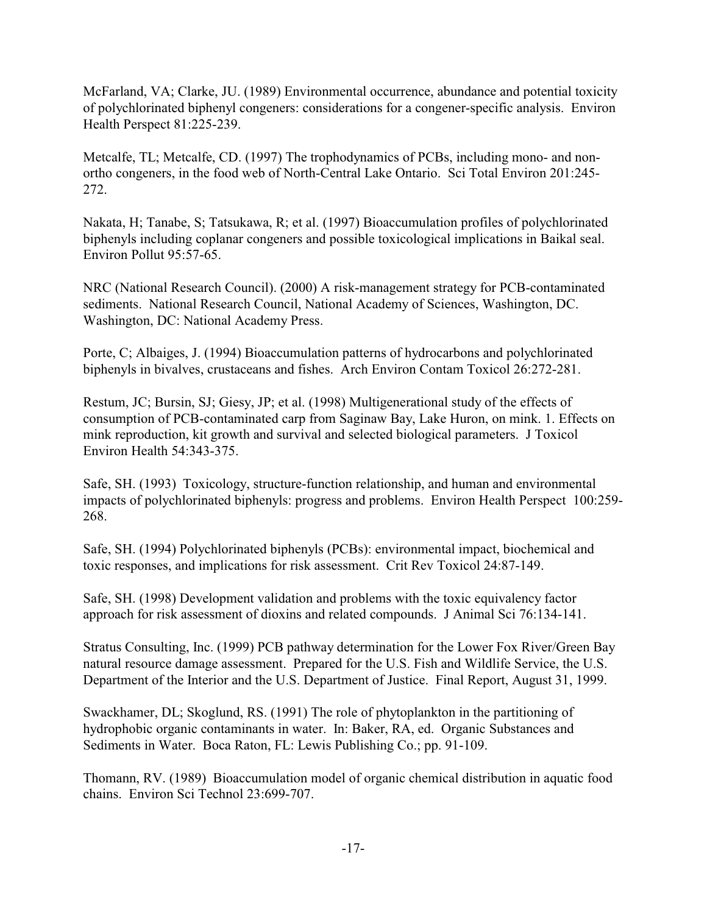McFarland, VA; Clarke, JU. (1989) Environmental occurrence, abundance and potential toxicity of polychlorinated biphenyl congeners: considerations for a congener-specific analysis. Environ Health Perspect 81:225-239.

Metcalfe, TL; Metcalfe, CD. (1997) The trophodynamics of PCBs, including mono- and non-ortho congeners, in the food web of North-Central Lake Ontario. Sci Total Environ 201:245-272.

Nakata, H; Tanabe, S; Tatsukawa, R; et al. (1997) Bioaccumulation profiles of polychlorinated biphenyls including coplanar congeners and possible toxicological implications in Baikal seal. Environ Pollut 95:57-65.

NRC (National Research Council). (2000) A risk-management strategy for PCB-contaminated sediments. National Research Council, National Academy of Sciences, Washington, DC. Washington, DC: National Academy Press.

Porte, C; Albaiges, J. (1994) Bioaccumulation patterns of hydrocarbons and polychlorinated biphenyls in bivalves, crustaceans and fishes. Arch Environ Contam Toxicol 26:272-281.

Restum, JC; Bursin, SJ; Giesy, JP; et al. (1998) Multigenerational study of the effects of consumption of PCB-contaminated carp from Saginaw Bay, Lake Huron, on mink. 1. Effects on mink reproduction, kit growth and survival and selected biological parameters. J Toxicol Environ Health 54:343-375.

Safe, SH. (1993) Toxicology, structure-function relationship, and human and environmental impacts of polychlorinated biphenyls: progress and problems. Environ Health Perspect 100:259-268.

Safe, SH. (1994) Polychlorinated biphenyls (PCBs): environmental impact, biochemical and toxic responses, and implications for risk assessment. Crit Rev Toxicol 24:87-149.

Safe, SH. (1998) Development validation and problems with the toxic equivalency factor approach for risk assessment of dioxins and related compounds. J Animal Sci 76:134-141.

Stratus Consulting, Inc. (1999) PCB pathway determination for the Lower Fox River/Green Bay natural resource damage assessment. Prepared for the U.S. Fish and Wildlife Service, the U.S. Department of the Interior and the U.S. Department of Justice. Final Report, August 31, 1999.

Swackhamer, DL; Skoglund, RS. (1991) The role of phytoplankton in the partitioning of hydrophobic organic contaminants in water. In: Baker, RA, ed. Organic Substances and Sediments in Water. Boca Raton, FL: Lewis Publishing Co.; pp. 91-109.

Thomann, RV. (1989) Bioaccumulation model of organic chemical distribution in aquatic food chains. Environ Sci Technol 23:699-707.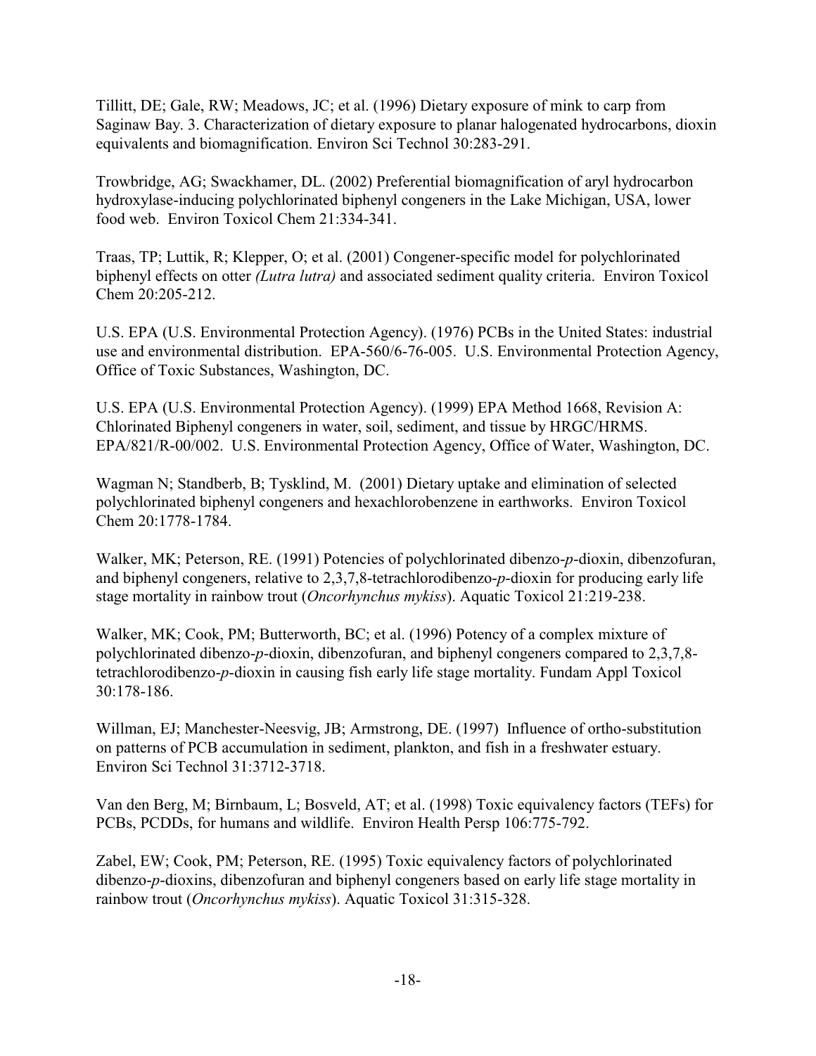Tillitt, DE; Gale, RW; Meadows, JC; et al. (1996) Dietary exposure of mink to carp from Saginaw Bay. 3. Characterization of dietary exposure to planar halogenated hydrocarbons, dioxin equivalents and biomagnification. Environ Sci Technol 30:283-291.

Trowbridge, AG; Swackhamer, DL. (2002) Preferential biomagnification of aryl hydrocarbon hydroxylase-inducing polychlorinated biphenyl congeners in the Lake Michigan, USA, lower food web. Environ Toxicol Chem 21:334-341.

Traas, TP; Luttik, R; Klepper, O; et al. (2001) Congener-specific model for polychlorinated biphenyl effects on otter *(Lutra lutra)* and associated sediment quality criteria. Environ Toxicol Chem 20:205-212.

U.S. EPA (U.S. Environmental Protection Agency). (1976) PCBs in the United States: industrial use and environmental distribution. EPA-560/6-76-005. U.S. Environmental Protection Agency, Office of Toxic Substances, Washington, DC.

U.S. EPA (U.S. Environmental Protection Agency). (1999) EPA Method 1668, Revision A: Chlorinated Biphenyl congeners in water, soil, sediment, and tissue by HRGC/HRMS. EPA/821/R-00/002. U.S. Environmental Protection Agency, Office of Water, Washington, DC.

Wagman N; Standberb, B; Tysklind, M. (2001) Dietary uptake and elimination of selected polychlorinated biphenyl congeners and hexachlorobenzene in earthworks. Environ Toxicol Chem 20:1778-1784.

Walker, MK; Peterson, RE. (1991) Potencies of polychlorinated dibenzo-*p*-dioxin, dibenzofuran, and biphenyl congeners, relative to 2,3,7,8-tetrachlorodibenzo-*p*-dioxin for producing early life stage mortality in rainbow trout (*Oncorhynchus mykiss*). Aquatic Toxicol 21:219-238.

Walker, MK; Cook, PM; Butterworth, BC; et al. (1996) Potency of a complex mixture of polychlorinated dibenzo-*p*-dioxin, dibenzofuran, and biphenyl congeners compared to 2,3,7,8-tetrachlorodibenzo-*p*-dioxin in causing fish early life stage mortality. Fundam Appl Toxicol 30:178-186.

Willman, EJ; Manchester-Neesvig, JB; Armstrong, DE. (1997) Influence of ortho-substitution on patterns of PCB accumulation in sediment, plankton, and fish in a freshwater estuary. Environ Sci Technol 31:3712-3718.

Van den Berg, M; Birnbaum, L; Bosveld, AT; et al. (1998) Toxic equivalency factors (TEFs) for PCBs, PCDDs, for humans and wildlife. Environ Health Persp 106:775-792.

Zabel, EW; Cook, PM; Peterson, RE. (1995) Toxic equivalency factors of polychlorinated dibenzo-*p*-dioxins, dibenzofuran and biphenyl congeners based on early life stage mortality in rainbow trout (*Oncorhynchus mykiss*). Aquatic Toxicol 31:315-328.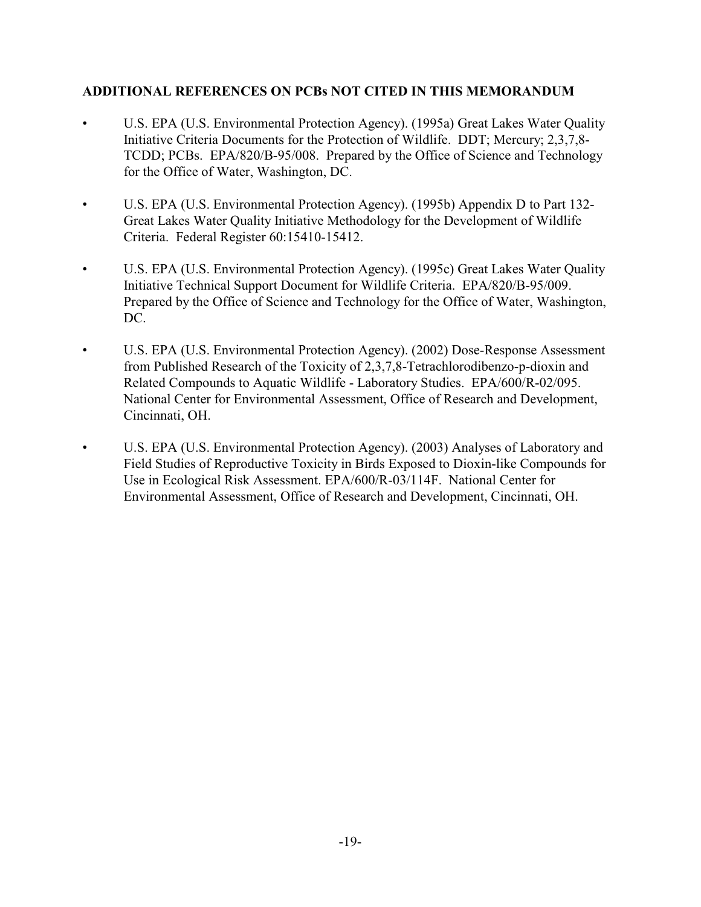**ADDITIONAL REFERENCES ON PCBs NOT CITED IN THIS MEMORANDUM**

- U.S. EPA (U.S. Environmental Protection Agency). (1995a) Great Lakes Water Quality Initiative Criteria Documents for the Protection of Wildlife. DDT; Mercury; 2,3,7,8-TCDD; PCBs. EPA/820/B-95/008. Prepared by the Office of Science and Technology for the Office of Water, Washington, DC.

- U.S. EPA (U.S. Environmental Protection Agency). (1995b) Appendix D to Part 132-Great Lakes Water Quality Initiative Methodology for the Development of Wildlife Criteria. Federal Register 60:15410-15412.

- U.S. EPA (U.S. Environmental Protection Agency). (1995c) Great Lakes Water Quality Initiative Technical Support Document for Wildlife Criteria. EPA/820/B-95/009. Prepared by the Office of Science and Technology for the Office of Water, Washington, DC.

- U.S. EPA (U.S. Environmental Protection Agency). (2002) Dose-Response Assessment from Published Research of the Toxicity of 2,3,7,8-Tetrachlorodibenzo-p-dioxin and Related Compounds to Aquatic Wildlife - Laboratory Studies. EPA/600/R-02/095. National Center for Environmental Assessment, Office of Research and Development, Cincinnati, OH.

- U.S. EPA (U.S. Environmental Protection Agency). (2003) Analyses of Laboratory and Field Studies of Reproductive Toxicity in Birds Exposed to Dioxin-like Compounds for Use in Ecological Risk Assessment. EPA/600/R-03/114F. National Center for Environmental Assessment, Office of Research and Development, Cincinnati, OH.